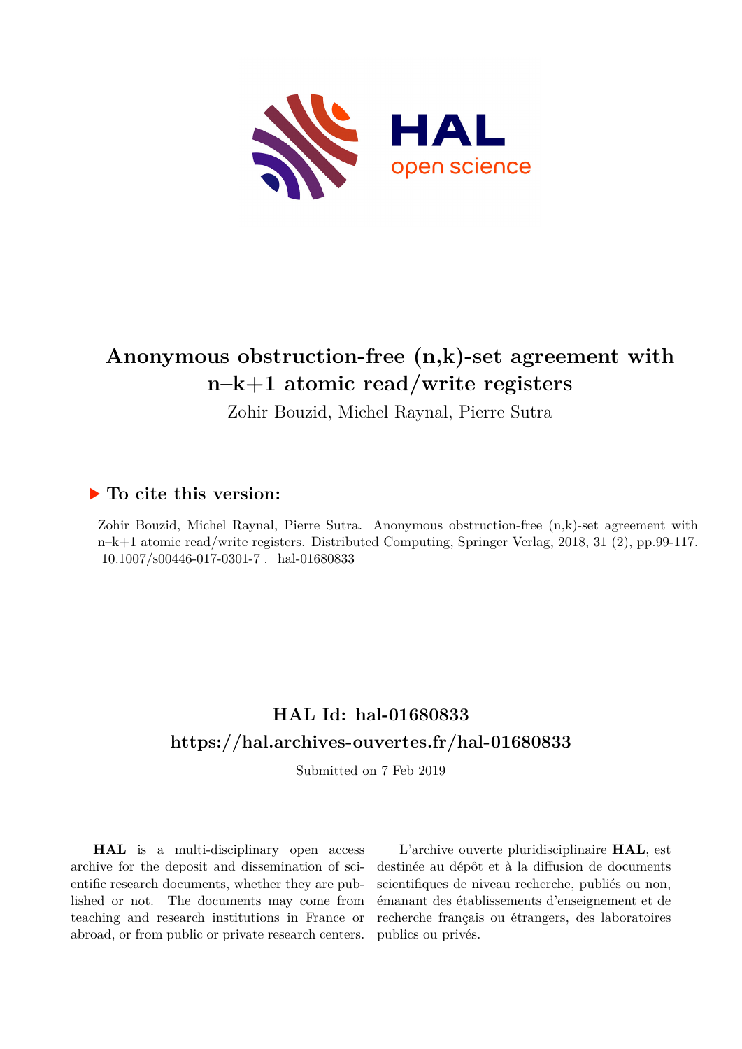# Anonymous obstruction-free (n,k)-set agreement with n–k+1 atomic read/write registers

Zohir Bouzid, Michel Raynal, Pierre Sutra

## ▶ To cite this version:

Zohir Bouzid, Michel Raynal, Pierre Sutra. Anonymous obstruction-free (n,k)-set agreement with n–k+1 atomic read/write registers. Distributed Computing, Springer Verlag, 2018, 31 (2), pp.99-117. 10.1007/s00446-017-0301-7 . hal-01680833

## HAL Id: hal-01680833
## https://hal.archives-ouvertes.fr/hal-01680833

Submitted on 7 Feb 2019

**HAL** is a multi-disciplinary open access archive for the deposit and dissemination of scientific research documents, whether they are published or not. The documents may come from teaching and research institutions in France or abroad, or from public or private research centers.

L'archive ouverte pluridisciplinaire **HAL**, est destinée au dépôt et à la diffusion de documents scientifiques de niveau recherche, publiés ou non, émanant des établissements d'enseignement et de recherche français ou étrangers, des laboratoires publics ou privés.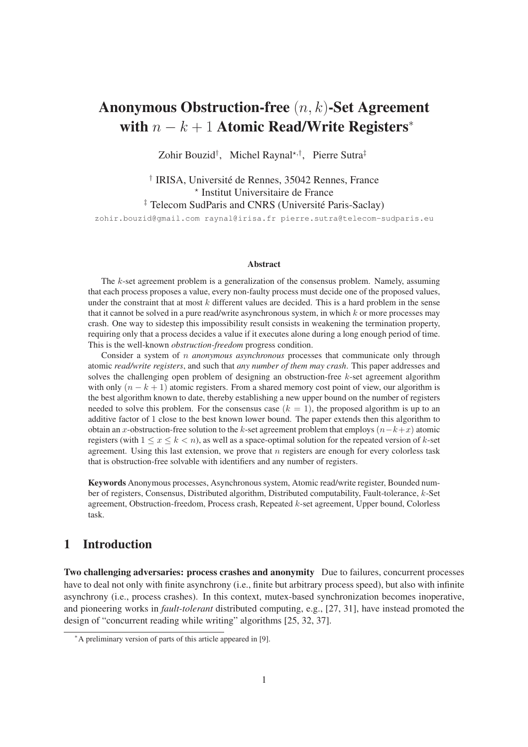# Anonymous Obstruction-free $(n, k)$-Set Agreement with $n - k + 1$ Atomic Read/Write Registers*

Zohir Bouzid[†], Michel Raynal[⋆,†], Pierre Sutra[‡]

[†] IRISA, Université de Rennes, 35042 Rennes, France
[⋆] Institut Universitaire de France
[‡] Telecom SudParis and CNRS (Université Paris-Saclay)

zohir.bouzid@gmail.com raynal@irisa.fr pierre.sutra@telecom-sudparis.eu

### Abstract

The $k$-set agreement problem is a generalization of the consensus problem. Namely, assuming that each process proposes a value, every non-faulty process must decide one of the proposed values, under the constraint that at most $k$ different values are decided. This is a hard problem in the sense that it cannot be solved in a pure read/write asynchronous system, in which $k$ or more processes may crash. One way to sidestep this impossibility result consists in weakening the termination property, requiring only that a process decides a value if it executes alone during a long enough period of time. This is the well-known *obstruction-freedom* progress condition.

Consider a system of $n$ *anonymous asynchronous* processes that communicate only through atomic *read/write registers*, and such that *any number of them may crash*. This paper addresses and solves the challenging open problem of designing an obstruction-free $k$-set agreement algorithm with only $(n - k + 1)$ atomic registers. From a shared memory cost point of view, our algorithm is the best algorithm known to date, thereby establishing a new upper bound on the number of registers needed to solve this problem. For the consensus case ($k = 1$), the proposed algorithm is up to an additive factor of 1 close to the best known lower bound. The paper extends then this algorithm to obtain an $x$-obstruction-free solution to the $k$-set agreement problem that employs $(n-k+x)$ atomic registers (with $1 \leq x \leq k < n$), as well as a space-optimal solution for the repeated version of $k$-set agreement. Using this last extension, we prove that $n$ registers are enough for every colorless task that is obstruction-free solvable with identifiers and any number of registers.

**Keywords** Anonymous processes, Asynchronous system, Atomic read/write register, Bounded number of registers, Consensus, Distributed algorithm, Distributed computability, Fault-tolerance, $k$-Set agreement, Obstruction-freedom, Process crash, Repeated $k$-set agreement, Upper bound, Colorless task.

## 1 Introduction

**Two challenging adversaries: process crashes and anonymity** Due to failures, concurrent processes have to deal not only with finite asynchrony (i.e., finite but arbitrary process speed), but also with infinite asynchrony (i.e., process crashes). In this context, mutex-based synchronization becomes inoperative, and pioneering works in *fault-tolerant* distributed computing, e.g., [27, 31], have instead promoted the design of "concurrent reading while writing" algorithms [25, 32, 37].

*A preliminary version of parts of this article appeared in [9].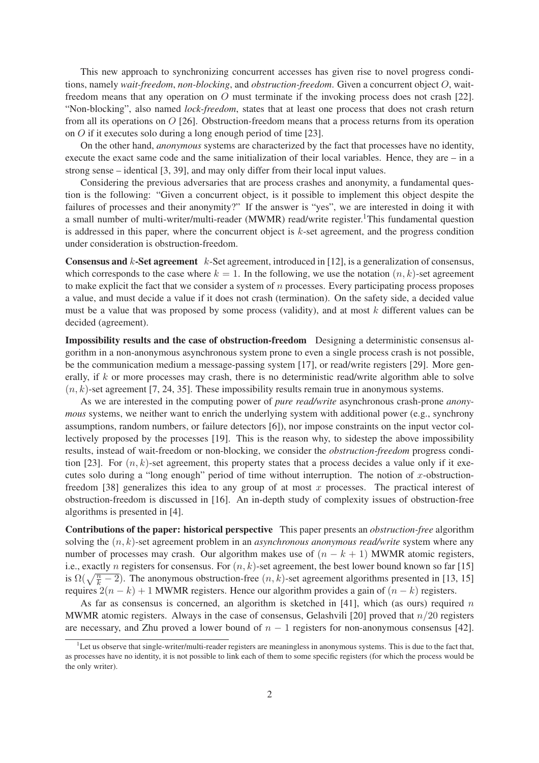This new approach to synchronizing concurrent accesses has given rise to novel progress conditions, namely *wait-freedom*, *non-blocking*, and *obstruction-freedom*. Given a concurrent object $O$, wait-freedom means that any operation on $O$ must terminate if the invoking process does not crash [22]. "Non-blocking", also named *lock-freedom*, states that at least one process that does not crash return from all its operations on $O$ [26]. Obstruction-freedom means that a process returns from its operation on $O$ if it executes solo during a long enough period of time [23].

On the other hand, *anonymous* systems are characterized by the fact that processes have no identity, execute the exact same code and the same initialization of their local variables. Hence, they are – in a strong sense – identical [3, 39], and may only differ from their local input values.

Considering the previous adversaries that are process crashes and anonymity, a fundamental question is the following: "Given a concurrent object, is it possible to implement this object despite the failures of processes and their anonymity?" If the answer is "yes", we are interested in doing it with a small number of multi-writer/multi-reader (MWMR) read/write register.[1] This fundamental question is addressed in this paper, where the concurrent object is $k$-set agreement, and the progress condition under consideration is obstruction-freedom.

**Consensus and $k$-Set agreement** $k$-Set agreement, introduced in [12], is a generalization of consensus, which corresponds to the case where $k = 1$. In the following, we use the notation $(n, k)$-set agreement to make explicit the fact that we consider a system of $n$ processes. Every participating process proposes a value, and must decide a value if it does not crash (termination). On the safety side, a decided value must be a value that was proposed by some process (validity), and at most $k$ different values can be decided (agreement).

**Impossibility results and the case of obstruction-freedom** Designing a deterministic consensus algorithm in a non-anonymous asynchronous system prone to even a single process crash is not possible, be the communication medium a message-passing system [17], or read/write registers [29]. More generally, if $k$ or more processes may crash, there is no deterministic read/write algorithm able to solve $(n, k)$-set agreement [7, 24, 35]. These impossibility results remain true in anonymous systems.

As we are interested in the computing power of *pure read/write* asynchronous crash-prone *anonymous* systems, we neither want to enrich the underlying system with additional power (e.g., synchrony assumptions, random numbers, or failure detectors [6]), nor impose constraints on the input vector collectively proposed by the processes [19]. This is the reason why, to sidestep the above impossibility results, instead of wait-freedom or non-blocking, we consider the *obstruction-freedom* progress condition [23]. For $(n, k)$-set agreement, this property states that a process decides a value only if it executes solo during a "long enough" period of time without interruption. The notion of $x$-obstruction-freedom [38] generalizes this idea to any group of at most $x$ processes. The practical interest of obstruction-freedom is discussed in [16]. An in-depth study of complexity issues of obstruction-free algorithms is presented in [4].

**Contributions of the paper: historical perspective** This paper presents an *obstruction-free* algorithm solving the $(n, k)$-set agreement problem in an *asynchronous anonymous read/write* system where any number of processes may crash. Our algorithm makes use of $(n - k + 1)$ MWMR atomic registers, i.e., exactly $n$ registers for consensus. For $(n, k)$-set agreement, the best lower bound known so far [15] is $\Omega(\sqrt{\frac{n}{k} - 2})$. The anonymous obstruction-free $(n, k)$-set agreement algorithms presented in [13, 15] requires $2(n - k) + 1$ MWMR registers. Hence our algorithm provides a gain of $(n - k)$ registers.

As far as consensus is concerned, an algorithm is sketched in [41], which (as ours) required $n$ MWMR atomic registers. Always in the case of consensus, Gelashvili [20] proved that $n/20$ registers are necessary, and Zhu proved a lower bound of $n - 1$ registers for non-anonymous consensus [42].

[1] Let us observe that single-writer/multi-reader registers are meaningless in anonymous systems. This is due to the fact that, as processes have no identity, it is not possible to link each of them to some specific registers (for which the process would be the only writer).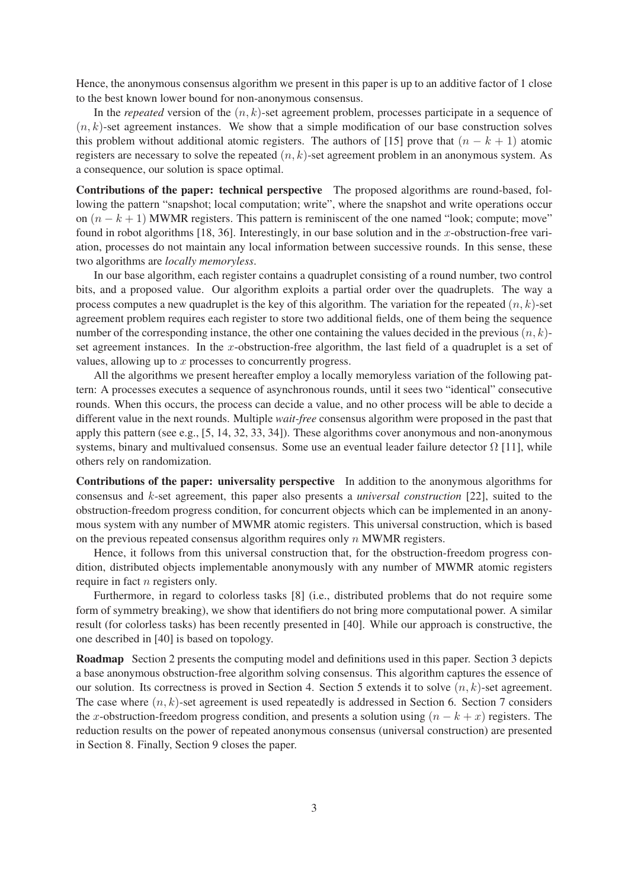Hence, the anonymous consensus algorithm we present in this paper is up to an additive factor of 1 close to the best known lower bound for non-anonymous consensus.

In the *repeated* version of the $(n, k)$-set agreement problem, processes participate in a sequence of $(n, k)$-set agreement instances. We show that a simple modification of our base construction solves this problem without additional atomic registers. The authors of [15] prove that $(n - k + 1)$ atomic registers are necessary to solve the repeated $(n, k)$-set agreement problem in an anonymous system. As a consequence, our solution is space optimal.

**Contributions of the paper: technical perspective** The proposed algorithms are round-based, following the pattern "snapshot; local computation; write", where the snapshot and write operations occur on $(n - k + 1)$ MWMR registers. This pattern is reminiscent of the one named "look; compute; move" found in robot algorithms [18, 36]. Interestingly, in our base solution and in the $x$-obstruction-free variation, processes do not maintain any local information between successive rounds. In this sense, these two algorithms are *locally memoryless*.

In our base algorithm, each register contains a quadruplet consisting of a round number, two control bits, and a proposed value. Our algorithm exploits a partial order over the quadruplets. The way a process computes a new quadruplet is the key of this algorithm. The variation for the repeated $(n, k)$-set agreement problem requires each register to store two additional fields, one of them being the sequence number of the corresponding instance, the other one containing the values decided in the previous $(n, k)$-set agreement instances. In the $x$-obstruction-free algorithm, the last field of a quadruplet is a set of values, allowing up to $x$ processes to concurrently progress.

All the algorithms we present hereafter employ a locally memoryless variation of the following pattern: A processes executes a sequence of asynchronous rounds, until it sees two "identical" consecutive rounds. When this occurs, the process can decide a value, and no other process will be able to decide a different value in the next rounds. Multiple *wait-free* consensus algorithm were proposed in the past that apply this pattern (see e.g., [5, 14, 32, 33, 34]). These algorithms cover anonymous and non-anonymous systems, binary and multivalued consensus. Some use an eventual leader failure detector $\Omega$ [11], while others rely on randomization.

**Contributions of the paper: universality perspective** In addition to the anonymous algorithms for consensus and $k$-set agreement, this paper also presents a *universal construction* [22], suited to the obstruction-freedom progress condition, for concurrent objects which can be implemented in an anonymous system with any number of MWMR atomic registers. This universal construction, which is based on the previous repeated consensus algorithm requires only $n$ MWMR registers.

Hence, it follows from this universal construction that, for the obstruction-freedom progress condition, distributed objects implementable anonymously with any number of MWMR atomic registers require in fact $n$ registers only.

Furthermore, in regard to colorless tasks [8] (i.e., distributed problems that do not require some form of symmetry breaking), we show that identifiers do not bring more computational power. A similar result (for colorless tasks) has been recently presented in [40]. While our approach is constructive, the one described in [40] is based on topology.

**Roadmap** Section 2 presents the computing model and definitions used in this paper. Section 3 depicts a base anonymous obstruction-free algorithm solving consensus. This algorithm captures the essence of our solution. Its correctness is proved in Section 4. Section 5 extends it to solve $(n, k)$-set agreement. The case where $(n, k)$-set agreement is used repeatedly is addressed in Section 6. Section 7 considers the $x$-obstruction-freedom progress condition, and presents a solution using $(n - k + x)$ registers. The reduction results on the power of repeated anonymous consensus (universal construction) are presented in Section 8. Finally, Section 9 closes the paper.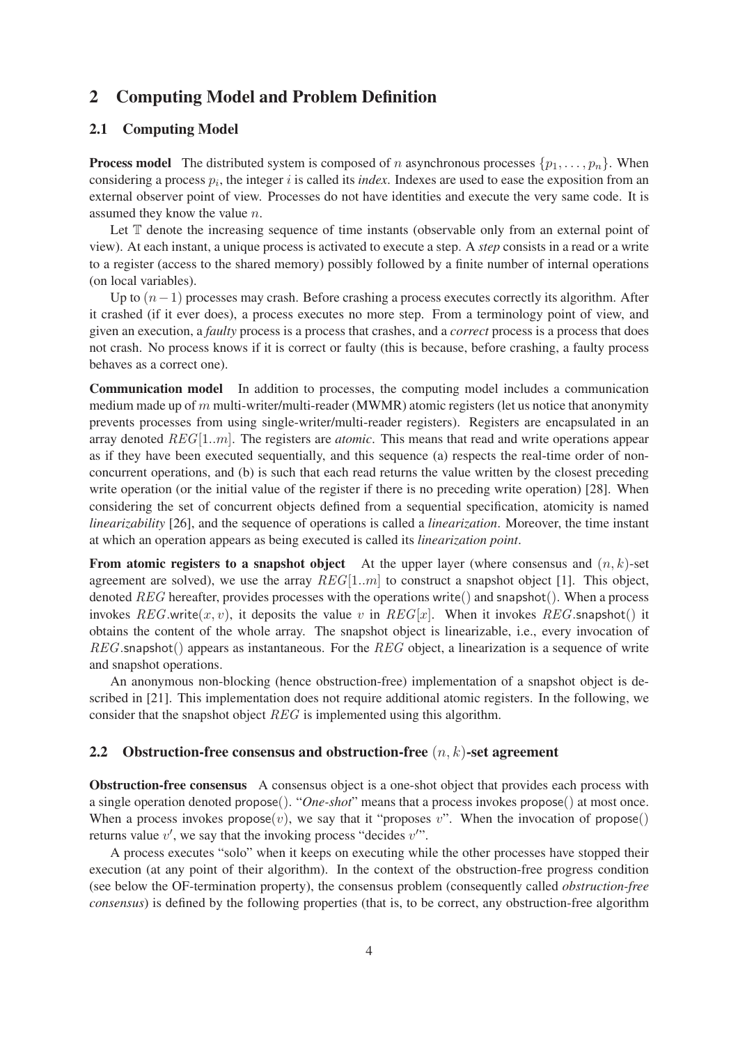## 2 Computing Model and Problem Definition

### 2.1 Computing Model

**Process model** The distributed system is composed of $n$ asynchronous processes $\{p_1, \ldots, p_n\}$. When considering a process $p_i$, the integer $i$ is called its *index*. Indexes are used to ease the exposition from an external observer point of view. Processes do not have identities and execute the very same code. It is assumed they know the value $n$.

Let $\mathbb{T}$ denote the increasing sequence of time instants (observable only from an external point of view). At each instant, a unique process is activated to execute a step. A *step* consists in a read or a write to a register (access to the shared memory) possibly followed by a finite number of internal operations (on local variables).

Up to $(n-1)$ processes may crash. Before crashing a process executes correctly its algorithm. After it crashed (if it ever does), a process executes no more step. From a terminology point of view, and given an execution, a *faulty* process is a process that crashes, and a *correct* process is a process that does not crash. No process knows if it is correct or faulty (this is because, before crashing, a faulty process behaves as a correct one).

**Communication model** In addition to processes, the computing model includes a communication medium made up of $m$ multi-writer/multi-reader (MWMR) atomic registers (let us notice that anonymity prevents processes from using single-writer/multi-reader registers). Registers are encapsulated in an array denoted $REG[1..m]$. The registers are *atomic*. This means that read and write operations appear as if they have been executed sequentially, and this sequence (a) respects the real-time order of non-concurrent operations, and (b) is such that each read returns the value written by the closest preceding write operation (or the initial value of the register if there is no preceding write operation) [28]. When considering the set of concurrent objects defined from a sequential specification, atomicity is named *linearizability* [26], and the sequence of operations is called a *linearization*. Moreover, the time instant at which an operation appears as being executed is called its *linearization point*.

**From atomic registers to a snapshot object** At the upper layer (where consensus and $(n, k)$-set agreement are solved), we use the array $REG[1..m]$ to construct a snapshot object [1]. This object, denoted $REG$ hereafter, provides processes with the operations write() and snapshot(). When a process invokes $REG$.write$(x, v)$, it deposits the value $v$ in $REG[x]$. When it invokes $REG$.snapshot() it obtains the content of the whole array. The snapshot object is linearizable, i.e., every invocation of $REG$.snapshot() appears as instantaneous. For the $REG$ object, a linearization is a sequence of write and snapshot operations.

An anonymous non-blocking (hence obstruction-free) implementation of a snapshot object is described in [21]. This implementation does not require additional atomic registers. In the following, we consider that the snapshot object $REG$ is implemented using this algorithm.

### 2.2 Obstruction-free consensus and obstruction-free $(n, k)$-set agreement

**Obstruction-free consensus** A consensus object is a one-shot object that provides each process with a single operation denoted propose(). "*One-shot*" means that a process invokes propose() at most once. When a process invokes propose$(v)$, we say that it "proposes $v$". When the invocation of propose() returns value $v'$, we say that the invoking process "decides $v'$".

A process executes "solo" when it keeps on executing while the other processes have stopped their execution (at any point of their algorithm). In the context of the obstruction-free progress condition (see below the OF-termination property), the consensus problem (consequently called *obstruction-free consensus*) is defined by the following properties (that is, to be correct, any obstruction-free algorithm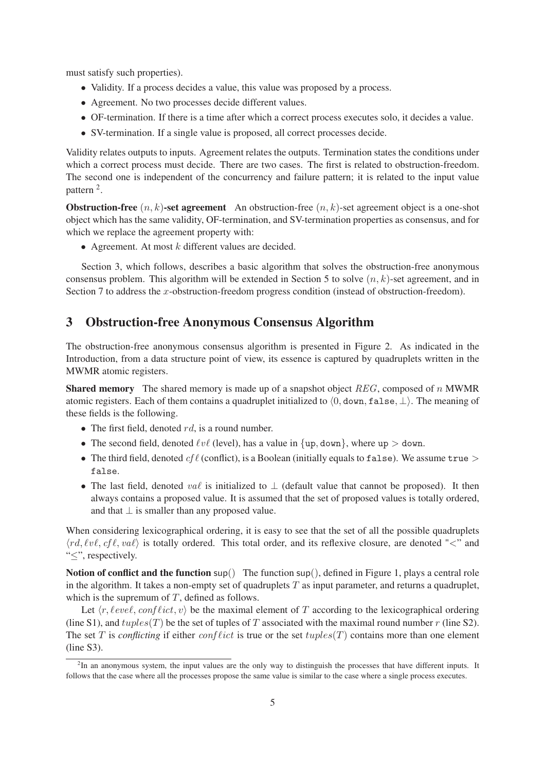must satisfy such properties).

- Validity. If a process decides a value, this value was proposed by a process.
- Agreement. No two processes decide different values.
- OF-termination. If there is a time after which a correct process executes solo, it decides a value.
- SV-termination. If a single value is proposed, all correct processes decide.

Validity relates outputs to inputs. Agreement relates the outputs. Termination states the conditions under which a correct process must decide. There are two cases. The first is related to obstruction-freedom. The second one is independent of the concurrency and failure pattern; it is related to the input value pattern [2].

**Obstruction-free $(n, k)$-set agreement** An obstruction-free $(n, k)$-set agreement object is a one-shot object which has the same validity, OF-termination, and SV-termination properties as consensus, and for which we replace the agreement property with:

- Agreement. At most $k$ different values are decided.

Section 3, which follows, describes a basic algorithm that solves the obstruction-free anonymous consensus problem. This algorithm will be extended in Section 5 to solve $(n, k)$-set agreement, and in Section 7 to address the $x$-obstruction-freedom progress condition (instead of obstruction-freedom).

## 3 Obstruction-free Anonymous Consensus Algorithm

The obstruction-free anonymous consensus algorithm is presented in Figure 2. As indicated in the Introduction, from a data structure point of view, its essence is captured by quadruplets written in the MWMR atomic registers.

**Shared memory** The shared memory is made up of a snapshot object $REG$, composed of $n$ MWMR atomic registers. Each of them contains a quadruplet initialized to $\langle 0, \texttt{down}, \texttt{false}, \bot \rangle$. The meaning of these fields is the following.

- The first field, denoted $rd$, is a round number.
- The second field, denoted $\ell v\ell$ (level), has a value in $\{\texttt{up}, \texttt{down}\}$, where $\texttt{up} > \texttt{down}$.
- The third field, denoted $cf\ell$ (conflict), is a Boolean (initially equals to false). We assume $\texttt{true} > \texttt{false}$.
- The last field, denoted $va\ell$ is initialized to $\bot$ (default value that cannot be proposed). It then always contains a proposed value. It is assumed that the set of proposed values is totally ordered, and that $\bot$ is smaller than any proposed value.

When considering lexicographical ordering, it is easy to see that the set of all the possible quadruplets $\langle rd, \ell v\ell, cf\ell, va\ell \rangle$ is totally ordered. This total order, and its reflexive closure, are denoted "$<$" and "$\leq$", respectively.

**Notion of conflict and the function** $\mathsf{sup}()$ The function $\mathsf{sup}()$, defined in Figure 1, plays a central role in the algorithm. It takes a non-empty set of quadruplets $T$ as input parameter, and returns a quadruplet, which is the supremum of $T$, defined as follows.

Let $\langle r, \ell eve\ell, conf\ell ict, v \rangle$ be the maximal element of $T$ according to the lexicographical ordering (line S1), and $tuples(T)$ be the set of tuples of $T$ associated with the maximal round number $r$ (line S2). The set $T$ is *conflicting* if either $conf\ell ict$ is true or the set $tuples(T)$ contains more than one element (line S3).

[2] In an anonymous system, the input values are the only way to distinguish the processes that have different inputs. It follows that the case where all the processes propose the same value is similar to the case where a single process executes.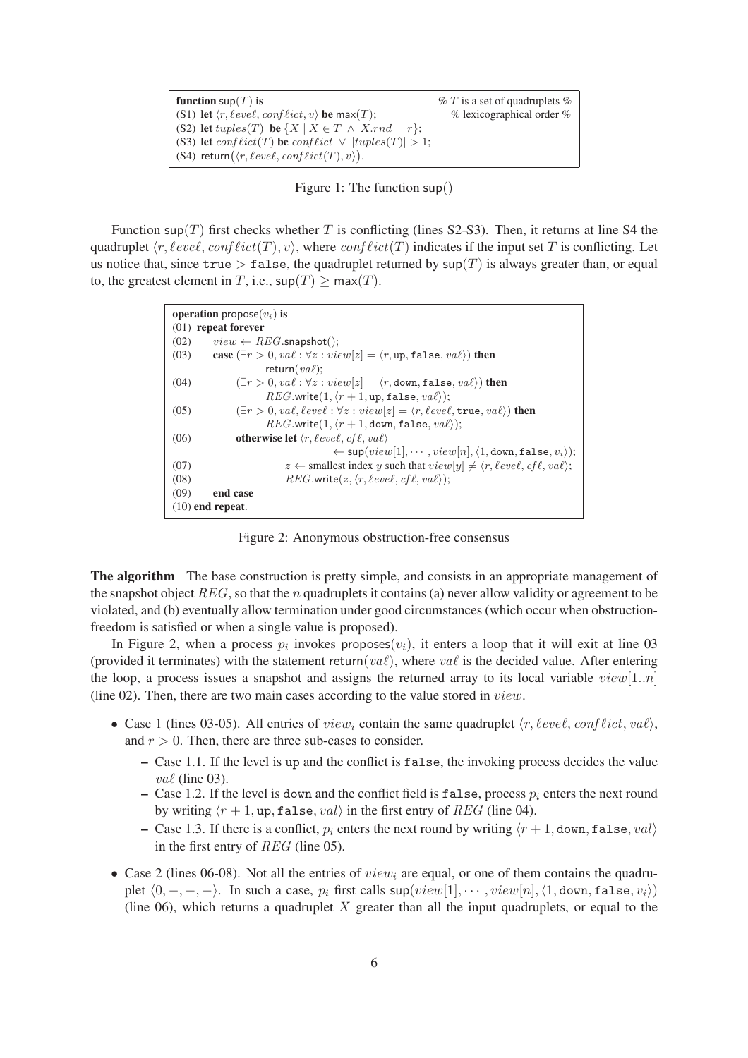```
function sup(T) is                                          % T is a set of quadruplets %
(S1) let ⟨r, level, conflict, v⟩ be max(T);                % lexicographical order %
(S2) let tuples(T) be {X | X ∈ T ∧ X.rnd = r};
(S3) let conflict(T) be conflict ∨ |tuples(T)| > 1;
(S4) return(⟨r, level, conflict(T), v⟩).
```

Figure 1: The function sup()

Function $\mathsf{sup}(T)$ first checks whether $T$ is conflicting (lines S2-S3). Then, it returns at line S4 the quadruplet $\langle r, \ell eve\ell, conf\ell ict(T), v\rangle$, where $conf\ell ict(T)$ indicates if the input set $T$ is conflicting. Let us notice that, since $\mathtt{true} > \mathtt{false}$, the quadruplet returned by $\mathsf{sup}(T)$ is always greater than, or equal to, the greatest element in $T$, i.e., $\mathsf{sup}(T) \geq \mathsf{max}(T)$.

```
operation propose(v_i) is
(01) repeat forever
(02)     view ← REG.snapshot();
(03)     case (∃r > 0, val : ∀z : view[z] = ⟨r, up, false, val⟩) then
                 return(val);
(04)          (∃r > 0, val : ∀z : view[z] = ⟨r, down, false, val⟩) then
                 REG.write(1, ⟨r + 1, up, false, val⟩);
(05)          (∃r > 0, val, level : ∀z : view[z] = ⟨r, level, true, val⟩) then
                 REG.write(1, ⟨r + 1, down, false, val⟩);
(06)          otherwise let ⟨r, level, cfl, val⟩
                          ← sup(view[1], ··· , view[n], ⟨1, down, false, v_i⟩);
(07)                  z ← smallest index y such that view[y] ≠ ⟨r, level, cfl, val⟩;
(08)                  REG.write(z, ⟨r, level, cfl, val⟩);
(09)     end case
(10) end repeat.
```

Figure 2: Anonymous obstruction-free consensus

**The algorithm** The base construction is pretty simple, and consists in an appropriate management of the snapshot object $REG$, so that the $n$ quadruplets it contains (a) never allow validity or agreement to be violated, and (b) eventually allow termination under good circumstances (which occur when obstruction-freedom is satisfied or when a single value is proposed).

In Figure 2, when a process $p_i$ invokes $\mathsf{proposes}(v_i)$, it enters a loop that it will exit at line 03 (provided it terminates) with the statement $\mathsf{return}(va\ell)$, where $va\ell$ is the decided value. After entering the loop, a process issues a snapshot and assigns the returned array to its local variable $view[1..n]$ (line 02). Then, there are two main cases according to the value stored in $view$.

- Case 1 (lines 03-05). All entries of $view_i$ contain the same quadruplet $\langle r, \ell eve\ell, conf\ell ict, va\ell\rangle$, and $r > 0$. Then, there are three sub-cases to consider.
  - Case 1.1. If the level is up and the conflict is false, the invoking process decides the value $va\ell$ (line 03).
  - Case 1.2. If the level is down and the conflict field is false, process $p_i$ enters the next round by writing $\langle r+1, \mathtt{up}, \mathtt{false}, val\rangle$ in the first entry of $REG$ (line 04).
  - Case 1.3. If there is a conflict, $p_i$ enters the next round by writing $\langle r+1, \mathtt{down}, \mathtt{false}, val\rangle$ in the first entry of $REG$ (line 05).
- Case 2 (lines 06-08). Not all the entries of $view_i$ are equal, or one of them contains the quadruplet $\langle 0, -, -, -\rangle$. In such a case, $p_i$ first calls $\mathsf{sup}(view[1], \cdots, view[n], \langle 1, \mathtt{down}, \mathtt{false}, v_i\rangle)$ (line 06), which returns a quadruplet $X$ greater than all the input quadruplets, or equal to the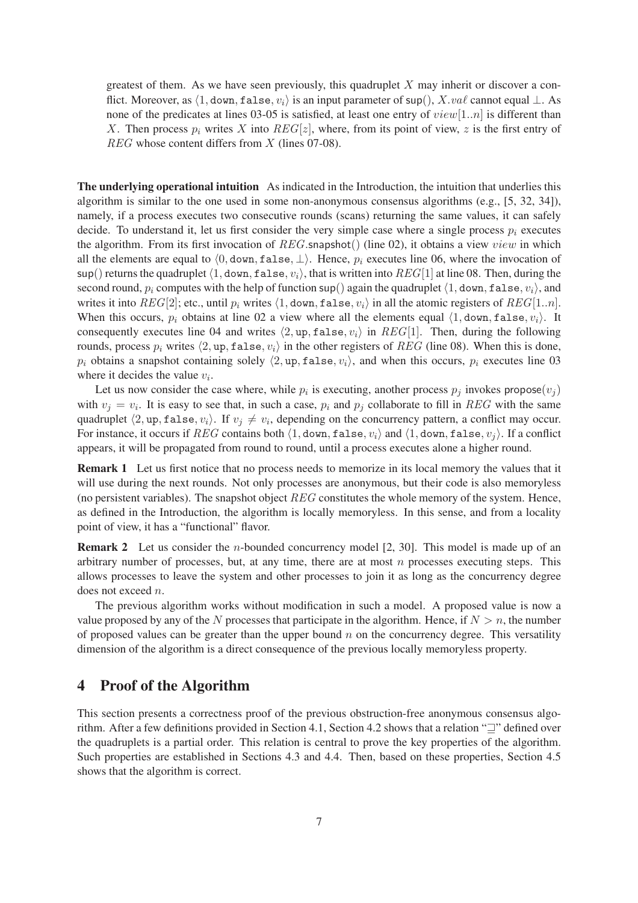greatest of them. As we have seen previously, this quadruplet $X$ may inherit or discover a conflict. Moreover, as $\langle 1, \texttt{down}, \texttt{false}, v_i \rangle$ is an input parameter of $\mathsf{sup}()$, $X.val$ cannot equal $\perp$. As none of the predicates at lines 03-05 is satisfied, at least one entry of $view[1..n]$ is different than $X$. Then process $p_i$ writes $X$ into $REG[z]$, where, from its point of view, $z$ is the first entry of $REG$ whose content differs from $X$ (lines 07-08).

**The underlying operational intuition** As indicated in the Introduction, the intuition that underlies this algorithm is similar to the one used in some non-anonymous consensus algorithms (e.g., [5, 32, 34]), namely, if a process executes two consecutive rounds (scans) returning the same values, it can safely decide. To understand it, let us first consider the very simple case where a single process $p_i$ executes the algorithm. From its first invocation of $REG.\mathsf{snapshot}()$ (line 02), it obtains a view $view$ in which all the elements are equal to $\langle 0, \texttt{down}, \texttt{false}, \perp \rangle$. Hence, $p_i$ executes line 06, where the invocation of $\mathsf{sup}()$ returns the quadruplet $\langle 1, \texttt{down}, \texttt{false}, v_i \rangle$, that is written into $REG[1]$ at line 08. Then, during the second round, $p_i$ computes with the help of function $\mathsf{sup}()$ again the quadruplet $\langle 1, \texttt{down}, \texttt{false}, v_i \rangle$, and writes it into $REG[2]$; etc., until $p_i$ writes $\langle 1, \texttt{down}, \texttt{false}, v_i \rangle$ in all the atomic registers of $REG[1..n]$. When this occurs, $p_i$ obtains at line 02 a view where all the elements equal $\langle 1, \texttt{down}, \texttt{false}, v_i \rangle$. It consequently executes line 04 and writes $\langle 2, \texttt{up}, \texttt{false}, v_i \rangle$ in $REG[1]$. Then, during the following rounds, process $p_i$ writes $\langle 2, \texttt{up}, \texttt{false}, v_i \rangle$ in the other registers of $REG$ (line 08). When this is done, $p_i$ obtains a snapshot containing solely $\langle 2, \texttt{up}, \texttt{false}, v_i \rangle$, and when this occurs, $p_i$ executes line 03 where it decides the value $v_i$.

Let us now consider the case where, while $p_i$ is executing, another process $p_j$ invokes $\mathsf{propose}(v_j)$ with $v_j = v_i$. It is easy to see that, in such a case, $p_i$ and $p_j$ collaborate to fill in $REG$ with the same quadruplet $\langle 2, \texttt{up}, \texttt{false}, v_i \rangle$. If $v_j \neq v_i$, depending on the concurrency pattern, a conflict may occur. For instance, it occurs if $REG$ contains both $\langle 1, \texttt{down}, \texttt{false}, v_i \rangle$ and $\langle 1, \texttt{down}, \texttt{false}, v_j \rangle$. If a conflict appears, it will be propagated from round to round, until a process executes alone a higher round.

**Remark 1** Let us first notice that no process needs to memorize in its local memory the values that it will use during the next rounds. Not only processes are anonymous, but their code is also memoryless (no persistent variables). The snapshot object $REG$ constitutes the whole memory of the system. Hence, as defined in the Introduction, the algorithm is locally memoryless. In this sense, and from a locality point of view, it has a "functional" flavor.

**Remark 2** Let us consider the $n$-bounded concurrency model [2, 30]. This model is made up of an arbitrary number of processes, but, at any time, there are at most $n$ processes executing steps. This allows processes to leave the system and other processes to join it as long as the concurrency degree does not exceed $n$.

The previous algorithm works without modification in such a model. A proposed value is now a value proposed by any of the $N$ processes that participate in the algorithm. Hence, if $N > n$, the number of proposed values can be greater than the upper bound $n$ on the concurrency degree. This versatility dimension of the algorithm is a direct consequence of the previous locally memoryless property.

## 4 Proof of the Algorithm

This section presents a correctness proof of the previous obstruction-free anonymous consensus algorithm. After a few definitions provided in Section 4.1, Section 4.2 shows that a relation "$\sqsupseteq$" defined over the quadruplets is a partial order. This relation is central to prove the key properties of the algorithm. Such properties are established in Sections 4.3 and 4.4. Then, based on these properties, Section 4.5 shows that the algorithm is correct.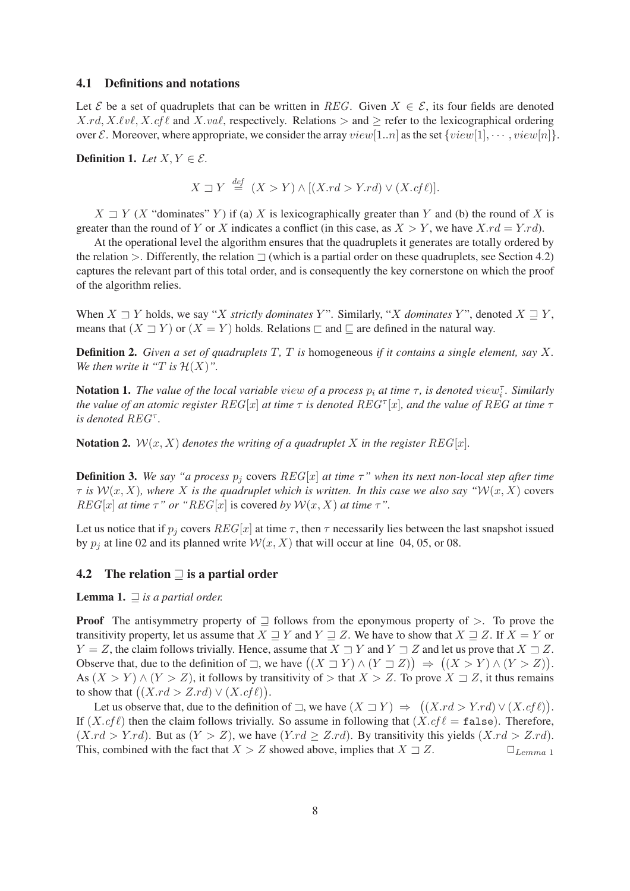### 4.1 Definitions and notations

Let $\mathcal{E}$ be a set of quadruplets that can be written in $REG$. Given $X \in \mathcal{E}$, its four fields are denoted $X.rd$, $X.\ell v\ell$, $X.cf\ell$ and $X.va\ell$, respectively. Relations $>$ and $\geq$ refer to the lexicographical ordering over $\mathcal{E}$. Moreover, where appropriate, we consider the array $view[1..n]$ as the set $\{view[1], \cdots, view[n]\}$.

**Definition 1.** *Let $X, Y \in \mathcal{E}$.*

$$X \sqsupset Y \stackrel{def}{=} (X > Y) \wedge [(X.rd > Y.rd) \vee (X.cf\ell)].$$

$X \sqsupset Y$ ($X$ "dominates" $Y$) if (a) $X$ is lexicographically greater than $Y$ and (b) the round of $X$ is greater than the round of $Y$ or $X$ indicates a conflict (in this case, as $X > Y$, we have $X.rd = Y.rd$).

At the operational level the algorithm ensures that the quadruplets it generates are totally ordered by the relation $>$. Differently, the relation $\sqsupset$ (which is a partial order on these quadruplets, see Section 4.2) captures the relevant part of this total order, and is consequently the key cornerstone on which the proof of the algorithm relies.

When $X \sqsupset Y$ holds, we say "$X$ *strictly dominates* $Y$". Similarly, "$X$ *dominates* $Y$", denoted $X \sqsupseteq Y$, means that $(X \sqsupset Y)$ or $(X = Y)$ holds. Relations $\sqsubset$ and $\sqsubseteq$ are defined in the natural way.

**Definition 2.** *Given a set of quadruplets $T$, $T$ is* homogeneous *if it contains a single element, say $X$. We then write it "$T$ is $\mathcal{H}(X)$".*

**Notation 1.** *The value of the local variable $view$ of a process $p_i$ at time $\tau$, is denoted $view_i^\tau$. Similarly the value of an atomic register $REG[x]$ at time $\tau$ is denoted $REG^\tau[x]$, and the value of $REG$ at time $\tau$ is denoted $REG^\tau$.*

**Notation 2.** *$\mathcal{W}(x, X)$ denotes the writing of a quadruplet $X$ in the register $REG[x]$.*

**Definition 3.** *We say "a process $p_j$* covers *$REG[x]$ at time $\tau$" when its next non-local step after time $\tau$ is $\mathcal{W}(x, X)$, where $X$ is the quadruplet which is written. In this case we also say "$\mathcal{W}(x, X)$* covers *$REG[x]$ at time $\tau$" or "$REG[x]$ is* covered *by $\mathcal{W}(x, X)$ at time $\tau$".*

Let us notice that if $p_j$ covers $REG[x]$ at time $\tau$, then $\tau$ necessarily lies between the last snapshot issued by $p_j$ at line 02 and its planned write $\mathcal{W}(x, X)$ that will occur at line 04, 05, or 08.

### 4.2 The relation $\sqsupseteq$ is a partial order

**Lemma 1.** *$\sqsupseteq$ is a partial order.*

**Proof** The antisymmetry property of $\sqsupseteq$ follows from the eponymous property of $>$. To prove the transitivity property, let us assume that $X \sqsupseteq Y$ and $Y \sqsupseteq Z$. We have to show that $X \sqsupseteq Z$. If $X = Y$ or $Y = Z$, the claim follows trivially. Hence, assume that $X \sqsupset Y$ and $Y \sqsupset Z$ and let us prove that $X \sqsupset Z$. Observe that, due to the definition of $\sqsupset$, we have $\big((X \sqsupset Y) \wedge (Y \sqsupset Z)\big) \Rightarrow \big((X > Y) \wedge (Y > Z)\big)$. As $(X > Y) \wedge (Y > Z)$, it follows by transitivity of $>$ that $X > Z$. To prove $X \sqsupset Z$, it thus remains to show that $\big((X.rd > Z.rd) \vee (X.cf\ell)\big)$.

Let us observe that, due to the definition of $\sqsupset$, we have $(X \sqsupset Y) \Rightarrow \big((X.rd > Y.rd) \vee (X.cf\ell)\big)$. If $(X.cf\ell)$ then the claim follows trivially. So assume in following that $(X.cf\ell = \texttt{false})$. Therefore, $(X.rd > Y.rd)$. But as $(Y > Z)$, we have $(Y.rd \geq Z.rd)$. By transitivity this yields $(X.rd > Z.rd)$. This, combined with the fact that $X > Z$ showed above, implies that $X \sqsupset Z$. $\Box_{Lemma\ 1}$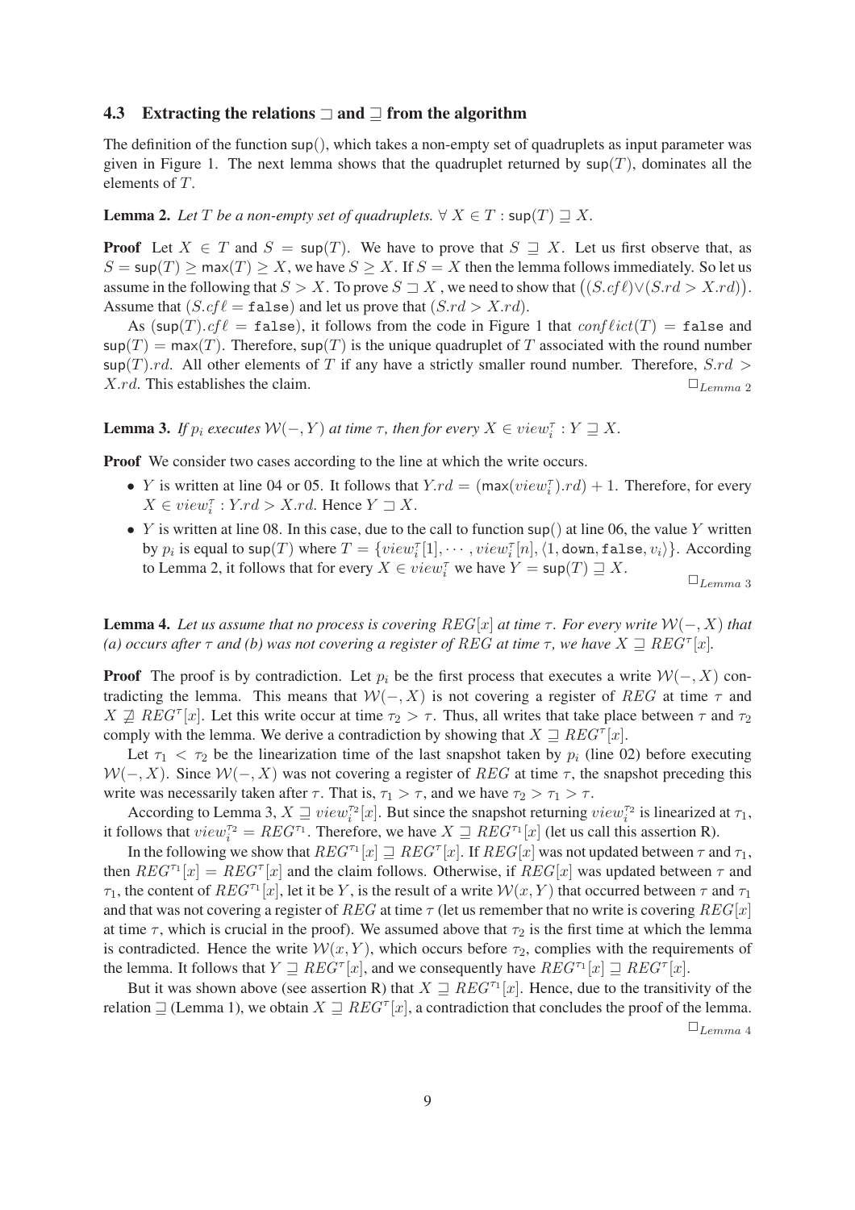### 4.3 Extracting the relations $\sqsupset$ and $\sqsupseteq$ from the algorithm

The definition of the function $\mathsf{sup}()$, which takes a non-empty set of quadruplets as input parameter was given in Figure 1. The next lemma shows that the quadruplet returned by $\mathsf{sup}(T)$, dominates all the elements of $T$.

**Lemma 2.** *Let $T$ be a non-empty set of quadruplets. $\forall\, X \in T : \mathsf{sup}(T) \sqsupseteq X$.*

**Proof** Let $X \in T$ and $S = \mathsf{sup}(T)$. We have to prove that $S \sqsupseteq X$. Let us first observe that, as $S = \mathsf{sup}(T) \geq \mathsf{max}(T) \geq X$, we have $S \geq X$. If $S = X$ then the lemma follows immediately. So let us assume in the following that $S > X$. To prove $S \sqsupset X$ , we need to show that $\big((S.cf\ell) \vee (S.rd > X.rd)\big)$. Assume that $(S.cf\ell = \texttt{false})$ and let us prove that $(S.rd > X.rd)$.

As $(\mathsf{sup}(T).cf\ell = \texttt{false})$, it follows from the code in Figure 1 that $conf\ell ict(T) = \texttt{false}$ and $\mathsf{sup}(T) = \mathsf{max}(T)$. Therefore, $\mathsf{sup}(T)$ is the unique quadruplet of $T$ associated with the round number $\mathsf{sup}(T).rd$. All other elements of $T$ if any have a strictly smaller round number. Therefore, $S.rd > X.rd$. This establishes the claim. $\Box_{Lemma\ 2}$

**Lemma 3.** *If $p_i$ executes $\mathcal{W}(-, Y)$ at time $\tau$, then for every $X \in view_i^\tau : Y \sqsupseteq X$.*

**Proof** We consider two cases according to the line at which the write occurs.

- $Y$ is written at line 04 or 05. It follows that $Y.rd = (\mathsf{max}(view_i^\tau).rd) + 1$. Therefore, for every $X \in view_i^\tau : Y.rd > X.rd$. Hence $Y \sqsupset X$.
- $Y$ is written at line 08. In this case, due to the call to function $\mathsf{sup}()$ at line 06, the value $Y$ written by $p_i$ is equal to $\mathsf{sup}(T)$ where $T = \{view_i^\tau[1], \cdots, view_i^\tau[n], \langle 1, \texttt{down}, \texttt{false}, v_i\rangle\}$. According to Lemma 2, it follows that for every $X \in view_i^\tau$ we have $Y = \mathsf{sup}(T) \sqsupseteq X$.

$\Box_{Lemma\ 3}$

**Lemma 4.** *Let us assume that no process is covering $REG[x]$ at time $\tau$. For every write $\mathcal{W}(-, X)$ that (a) occurs after $\tau$ and (b) was not covering a register of $REG$ at time $\tau$, we have $X \sqsupseteq REG^\tau[x]$.*

**Proof** The proof is by contradiction. Let $p_i$ be the first process that executes a write $\mathcal{W}(-, X)$ contradicting the lemma. This means that $\mathcal{W}(-, X)$ is not covering a register of $REG$ at time $\tau$ and $X \not\sqsupseteq REG^\tau[x]$. Let this write occur at time $\tau_2 > \tau$. Thus, all writes that take place between $\tau$ and $\tau_2$ comply with the lemma. We derive a contradiction by showing that $X \sqsupseteq REG^\tau[x]$.

Let $\tau_1 < \tau_2$ be the linearization time of the last snapshot taken by $p_i$ (line 02) before executing $\mathcal{W}(-, X)$. Since $\mathcal{W}(-, X)$ was not covering a register of $REG$ at time $\tau$, the snapshot preceding this write was necessarily taken after $\tau$. That is, $\tau_1 > \tau$, and we have $\tau_2 > \tau_1 > \tau$.

According to Lemma 3, $X \sqsupseteq view_i^{\tau_2}[x]$. But since the snapshot returning $view_i^{\tau_2}$ is linearized at $\tau_1$, it follows that $view_i^{\tau_2} = REG^{\tau_1}$. Therefore, we have $X \sqsupseteq REG^{\tau_1}[x]$ (let us call this assertion R).

In the following we show that $REG^{\tau_1}[x] \sqsupseteq REG^\tau[x]$. If $REG[x]$ was not updated between $\tau$ and $\tau_1$, then $REG^{\tau_1}[x] = REG^\tau[x]$ and the claim follows. Otherwise, if $REG[x]$ was updated between $\tau$ and $\tau_1$, the content of $REG^{\tau_1}[x]$, let it be $Y$, is the result of a write $\mathcal{W}(x, Y)$ that occurred between $\tau$ and $\tau_1$ and that was not covering a register of $REG$ at time $\tau$ (let us remember that no write is covering $REG[x]$ at time $\tau$, which is crucial in the proof). We assumed above that $\tau_2$ is the first time at which the lemma is contradicted. Hence the write $\mathcal{W}(x, Y)$, which occurs before $\tau_2$, complies with the requirements of the lemma. It follows that $Y \sqsupseteq REG^\tau[x]$, and we consequently have $REG^{\tau_1}[x] \sqsupseteq REG^\tau[x]$.

But it was shown above (see assertion R) that $X \sqsupseteq REG^{\tau_1}[x]$. Hence, due to the transitivity of the relation $\sqsupseteq$ (Lemma 1), we obtain $X \sqsupseteq REG^\tau[x]$, a contradiction that concludes the proof of the lemma. $\Box_{Lemma\ 4}$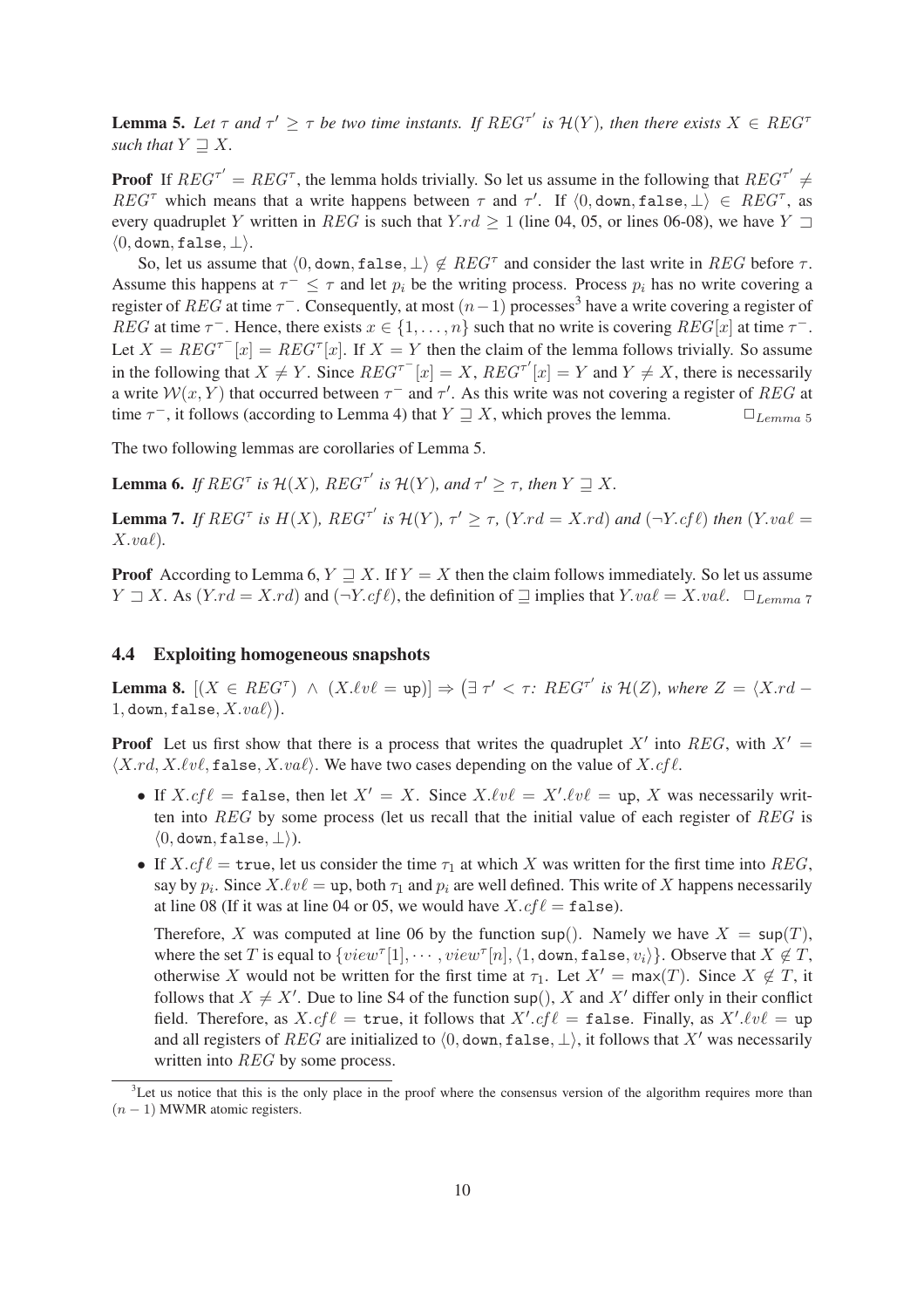**Lemma 5.** *Let $\tau$ and $\tau' \geq \tau$ be two time instants. If $REG^{\tau'}$ is $\mathcal{H}(Y)$, then there exists $X \in REG^{\tau}$ such that $Y \sqsupseteq X$.*

**Proof** If $REG^{\tau'} = REG^{\tau}$, the lemma holds trivially. So let us assume in the following that $REG^{\tau'} \neq REG^{\tau}$ which means that a write happens between $\tau$ and $\tau'$. If $\langle 0, \mathtt{down}, \mathtt{false}, \bot \rangle \in REG^{\tau}$, as every quadruplet $Y$ written in $REG$ is such that $Y.rd \geq 1$ (line 04, 05, or lines 06-08), we have $Y \sqsupset \langle 0, \mathtt{down}, \mathtt{false}, \bot \rangle$.

So, let us assume that $\langle 0, \mathtt{down}, \mathtt{false}, \bot \rangle \notin REG^{\tau}$ and consider the last write in $REG$ before $\tau$. Assume this happens at $\tau^- \leq \tau$ and let $p_i$ be the writing process. Process $p_i$ has no write covering a register of $REG$ at time $\tau^-$. Consequently, at most $(n-1)$ processes[3] have a write covering a register of $REG$ at time $\tau^-$. Hence, there exists $x \in \{1, \ldots, n\}$ such that no write is covering $REG[x]$ at time $\tau^-$. Let $X = REG^{\tau^-}[x] = REG^{\tau}[x]$. If $X = Y$ then the claim of the lemma follows trivially. So assume in the following that $X \neq Y$. Since $REG^{\tau^-}[x] = X$, $REG^{\tau'}[x] = Y$ and $Y \neq X$, there is necessarily a write $\mathcal{W}(x, Y)$ that occurred between $\tau^-$ and $\tau'$. As this write was not covering a register of $REG$ at time $\tau^-$, it follows (according to Lemma 4) that $Y \sqsupseteq X$, which proves the lemma. $\Box_{Lemma\ 5}$

The two following lemmas are corollaries of Lemma 5.

**Lemma 6.** *If $REG^{\tau}$ is $\mathcal{H}(X)$, $REG^{\tau'}$ is $\mathcal{H}(Y)$, and $\tau' \geq \tau$, then $Y \sqsupseteq X$.*

**Lemma 7.** *If $REG^{\tau}$ is $H(X)$, $REG^{\tau'}$ is $\mathcal{H}(Y)$, $\tau' \geq \tau$, $(Y.rd = X.rd)$ and $(\neg Y.cf\ell)$ then $(Y.val\ell = X.val\ell)$.*

**Proof** According to Lemma 6, $Y \sqsupseteq X$. If $Y = X$ then the claim follows immediately. So let us assume $Y \sqsupset X$. As $(Y.rd = X.rd)$ and $(\neg Y.cf\ell)$, the definition of $\sqsupseteq$ implies that $Y.val\ell = X.val\ell$. $\Box_{Lemma\ 7}$

### 4.4 Exploiting homogeneous snapshots

**Lemma 8.** $[(X \in REG^{\tau}) \wedge (X.\ell v\ell = \mathtt{up})] \Rightarrow \big(\exists\, \tau' < \tau$*: $REG^{\tau'}$ is $\mathcal{H}(Z)$, where* $Z = \langle X.rd - 1, \mathtt{down}, \mathtt{false}, X.val\ell \rangle\big)$.

**Proof** Let us first show that there is a process that writes the quadruplet $X'$ into $REG$, with $X' = \langle X.rd, X.\ell v\ell, \mathtt{false}, X.val\ell \rangle$. We have two cases depending on the value of $X.cf\ell$.

- If $X.cf\ell = \mathtt{false}$, then let $X' = X$. Since $X.\ell v\ell = X'.\ell v\ell = \mathtt{up}$, $X$ was necessarily written into $REG$ by some process (let us recall that the initial value of each register of $REG$ is $\langle 0, \mathtt{down}, \mathtt{false}, \bot \rangle$).
- If $X.cf\ell = \mathtt{true}$, let us consider the time $\tau_1$ at which $X$ was written for the first time into $REG$, say by $p_i$. Since $X.\ell v\ell = \mathtt{up}$, both $\tau_1$ and $p_i$ are well defined. This write of $X$ happens necessarily at line 08 (If it was at line 04 or 05, we would have $X.cf\ell = \mathtt{false}$).

  Therefore, $X$ was computed at line 06 by the function $\mathsf{sup}()$. Namely we have $X = \mathsf{sup}(T)$, where the set $T$ is equal to $\{view^{\tau}[1], \cdots, view^{\tau}[n], \langle 1, \mathtt{down}, \mathtt{false}, v_i \rangle\}$. Observe that $X \notin T$, otherwise $X$ would not be written for the first time at $\tau_1$. Let $X' = \mathsf{max}(T)$. Since $X \notin T$, it follows that $X \neq X'$. Due to line S4 of the function $\mathsf{sup}()$, $X$ and $X'$ differ only in their conflict field. Therefore, as $X.cf\ell = \mathtt{true}$, it follows that $X'.cf\ell = \mathtt{false}$. Finally, as $X'.\ell v\ell = \mathtt{up}$ and all registers of $REG$ are initialized to $\langle 0, \mathtt{down}, \mathtt{false}, \bot \rangle$, it follows that $X'$ was necessarily written into $REG$ by some process.

[3] Let us notice that this is the only place in the proof where the consensus version of the algorithm requires more than $(n-1)$ MWMR atomic registers.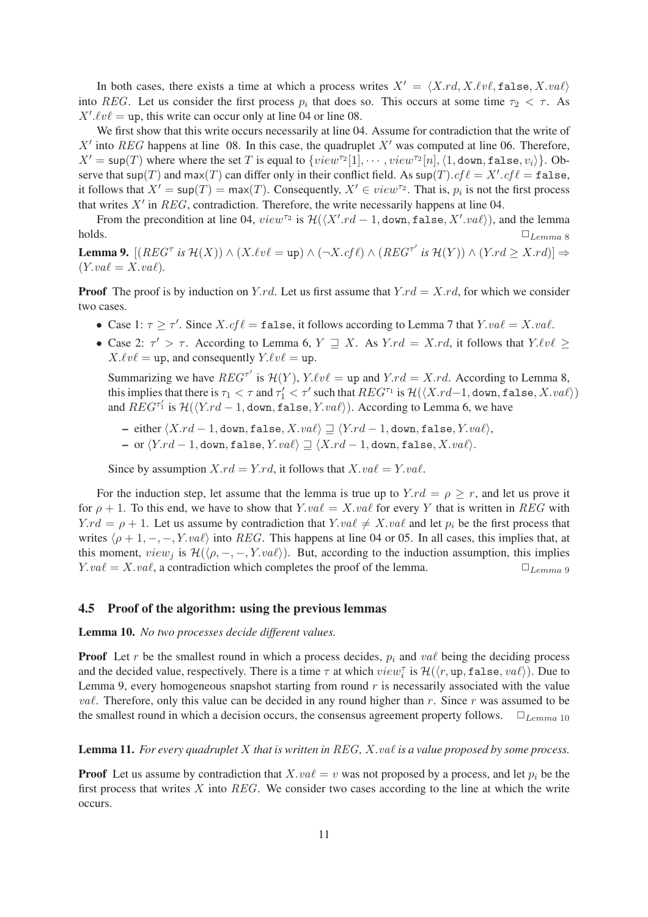In both cases, there exists a time at which a process writes $X' = \langle X.rd, X.\ell v\ell, \texttt{false}, X.va\ell\rangle$ into $REG$. Let us consider the first process $p_i$ that does so. This occurs at some time $\tau_2 < \tau$. As $X'.\ell v\ell = \texttt{up}$, this write can occur only at line 04 or line 08.

We first show that this write occurs necessarily at line 04. Assume for contradiction that the write of $X'$ into $REG$ happens at line 08. In this case, the quadruplet $X'$ was computed at line 06. Therefore, $X' = \mathsf{sup}(T)$ where where the set $T$ is equal to $\{view^{\tau_2}[1], \cdots, view^{\tau_2}[n], \langle 1, \texttt{down}, \texttt{false}, v_i\rangle\}$. Observe that $\mathsf{sup}(T)$ and $\mathsf{max}(T)$ can differ only in their conflict field. As $\mathsf{sup}(T).cf\ell = X'.cf\ell = \texttt{false}$, it follows that $X' = \mathsf{sup}(T) = \mathsf{max}(T)$. Consequently, $X' \in view^{\tau_2}$. That is, $p_i$ is not the first process that writes $X'$ in $REG$, contradiction. Therefore, the write necessarily happens at line 04.

From the precondition at line 04, $view^{\tau_2}$ is $\mathcal{H}(\langle X'.rd - 1, \texttt{down}, \texttt{false}, X'.va\ell\rangle)$, and the lemma holds. $\Box_{Lemma\ 8}$

**Lemma 9.** *$[(REG^{\tau}$ is $\mathcal{H}(X)) \wedge (X.\ell v\ell = \texttt{up}) \wedge (\neg X.cf\ell) \wedge (REG^{\tau'}$ is $\mathcal{H}(Y)) \wedge (Y.rd \geq X.rd)] \Rightarrow (Y.va\ell = X.va\ell)$.*

**Proof** The proof is by induction on $Y.rd$. Let us first assume that $Y.rd = X.rd$, for which we consider two cases.

- Case 1: $\tau \geq \tau'$. Since $X.cf\ell = \texttt{false}$, it follows according to Lemma 7 that $Y.va\ell = X.va\ell$.
- Case 2: $\tau' > \tau$. According to Lemma 6, $Y \sqsupseteq X$. As $Y.rd = X.rd$, it follows that $Y.\ell v\ell \geq X.\ell v\ell = \texttt{up}$, and consequently $Y.\ell v\ell = \texttt{up}$.

  Summarizing we have $REG^{\tau'}$ is $\mathcal{H}(Y)$, $Y.\ell v\ell = \texttt{up}$ and $Y.rd = X.rd$. According to Lemma 8, this implies that there is $\tau_1 < \tau$ and $\tau_1' < \tau'$ such that $REG^{\tau_1}$ is $\mathcal{H}(\langle X.rd-1, \texttt{down}, \texttt{false}, X.va\ell\rangle)$ and $REG^{\tau_1'}$ is $\mathcal{H}(\langle Y.rd-1, \texttt{down}, \texttt{false}, Y.va\ell\rangle)$. According to Lemma 6, we have

  - either $\langle X.rd-1, \texttt{down}, \texttt{false}, X.va\ell\rangle \sqsupseteq \langle Y.rd-1, \texttt{down}, \texttt{false}, Y.va\ell\rangle$,
  - or $\langle Y.rd-1, \texttt{down}, \texttt{false}, Y.va\ell\rangle \sqsupseteq \langle X.rd-1, \texttt{down}, \texttt{false}, X.va\ell\rangle$.

  Since by assumption $X.rd = Y.rd$, it follows that $X.va\ell = Y.va\ell$.

For the induction step, let assume that the lemma is true up to $Y.rd = \rho \geq r$, and let us prove it for $\rho + 1$. To this end, we have to show that $Y.va\ell = X.va\ell$ for every $Y$ that is written in $REG$ with $Y.rd = \rho + 1$. Let us assume by contradiction that $Y.va\ell \neq X.va\ell$ and let $p_i$ be the first process that writes $\langle \rho + 1, -, -, Y.va\ell\rangle$ into $REG$. This happens at line 04 or 05. In all cases, this implies that, at this moment, $view_j$ is $\mathcal{H}(\langle \rho, -, -, Y.va\ell\rangle)$. But, according to the induction assumption, this implies $Y.va\ell = X.va\ell$, a contradiction which completes the proof of the lemma. $\Box_{Lemma\ 9}$

### 4.5 Proof of the algorithm: using the previous lemmas

**Lemma 10.** *No two processes decide different values.*

**Proof** Let $r$ be the smallest round in which a process decides, $p_i$ and $va\ell$ being the deciding process and the decided value, respectively. There is a time $\tau$ at which $view_i^{\tau}$ is $\mathcal{H}(\langle r, \texttt{up}, \texttt{false}, va\ell\rangle)$. Due to Lemma 9, every homogeneous snapshot starting from round $r$ is necessarily associated with the value $va\ell$. Therefore, only this value can be decided in any round higher than $r$. Since $r$ was assumed to be the smallest round in which a decision occurs, the consensus agreement property follows. $\Box_{Lemma\ 10}$

**Lemma 11.** *For every quadruplet $X$ that is written in $REG$, $X.va\ell$ is a value proposed by some process.*

**Proof** Let us assume by contradiction that $X.va\ell = v$ was not proposed by a process, and let $p_i$ be the first process that writes $X$ into $REG$. We consider two cases according to the line at which the write occurs.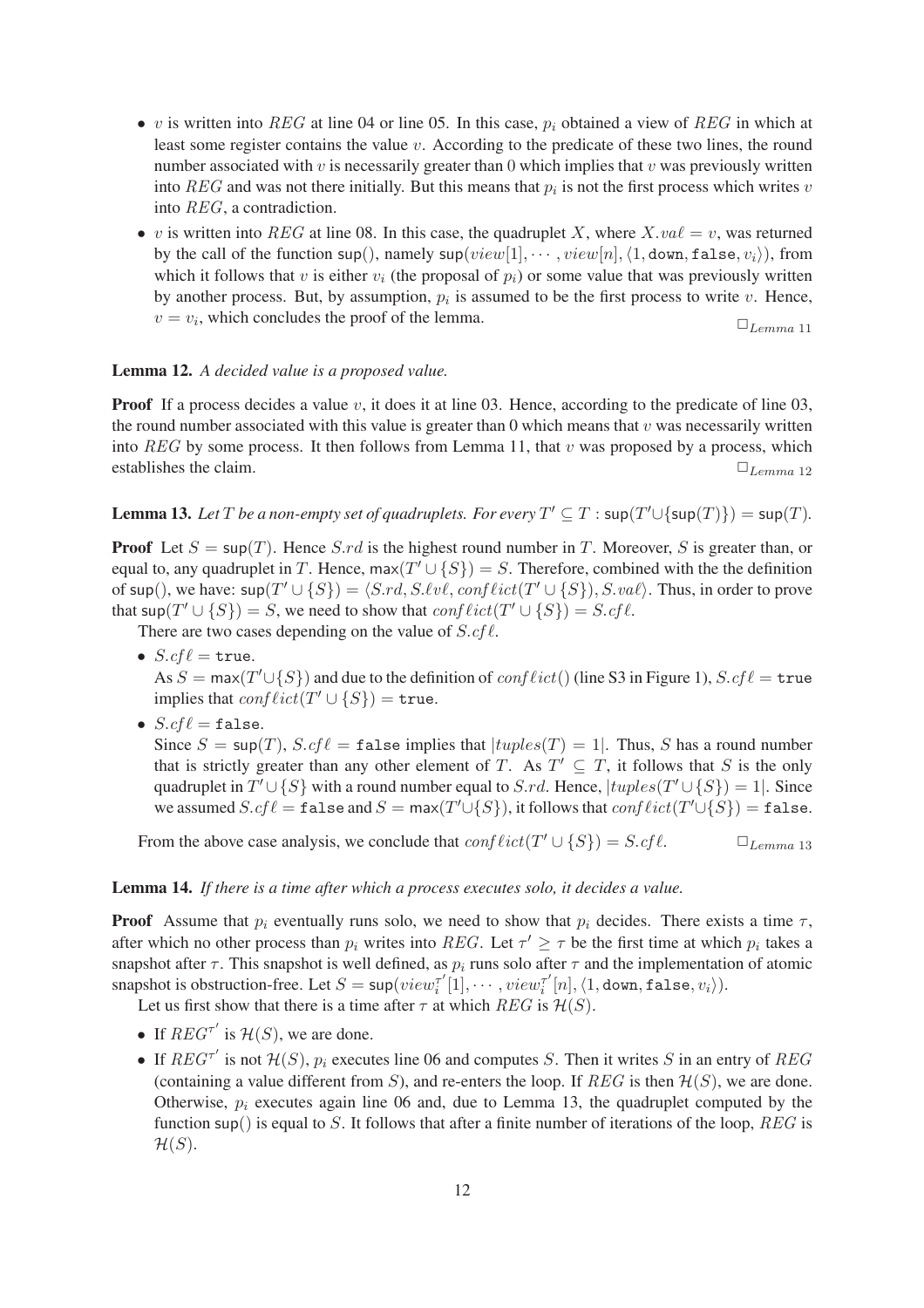- $v$ is written into $REG$ at line 04 or line 05. In this case, $p_i$ obtained a view of $REG$ in which at least some register contains the value $v$. According to the predicate of these two lines, the round number associated with $v$ is necessarily greater than 0 which implies that $v$ was previously written into $REG$ and was not there initially. But this means that $p_i$ is not the first process which writes $v$ into $REG$, a contradiction.
- $v$ is written into $REG$ at line 08. In this case, the quadruplet $X$, where $X.va\ell = v$, was returned by the call of the function $\mathsf{sup}()$, namely $\mathsf{sup}(view[1], \cdots, view[n], \langle 1, \mathtt{down}, \mathtt{false}, v_i \rangle)$, from which it follows that $v$ is either $v_i$ (the proposal of $p_i$) or some value that was previously written by another process. But, by assumption, $p_i$ is assumed to be the first process to write $v$. Hence, $v = v_i$, which concludes the proof of the lemma. $\Box_{Lemma\ 11}$

**Lemma 12.** *A decided value is a proposed value.*

**Proof** If a process decides a value $v$, it does it at line 03. Hence, according to the predicate of line 03, the round number associated with this value is greater than 0 which means that $v$ was necessarily written into $REG$ by some process. It then follows from Lemma 11, that $v$ was proposed by a process, which establishes the claim. $\Box_{Lemma\ 12}$

**Lemma 13.** *Let $T$ be a non-empty set of quadruplets. For every $T' \subseteq T$ : $\mathsf{sup}(T' \cup \{\mathsf{sup}(T)\}) = \mathsf{sup}(T)$.*

**Proof** Let $S = \mathsf{sup}(T)$. Hence $S.rd$ is the highest round number in $T$. Moreover, $S$ is greater than, or equal to, any quadruplet in $T$. Hence, $\mathsf{max}(T' \cup \{S\}) = S$. Therefore, combined with the the definition of $\mathsf{sup}()$, we have: $\mathsf{sup}(T' \cup \{S\}) = \langle S.rd, S.\ell v\ell, conf\ell ict(T' \cup \{S\}), S.va\ell \rangle$. Thus, in order to prove that $\mathsf{sup}(T' \cup \{S\}) = S$, we need to show that $conf\ell ict(T' \cup \{S\}) = S.cf\ell$.

There are two cases depending on the value of $S.cf\ell$.

- $S.cf\ell = \mathtt{true}$.
  As $S = \mathsf{max}(T' \cup \{S\})$ and due to the definition of $conf\ell ict()$ (line S3 in Figure 1), $S.cf\ell = \mathtt{true}$ implies that $conf\ell ict(T' \cup \{S\}) = \mathtt{true}$.
- $S.cf\ell = \mathtt{false}$.
  Since $S = \mathsf{sup}(T)$, $S.cf\ell = \mathtt{false}$ implies that $|tuples(T) = 1|$. Thus, $S$ has a round number that is strictly greater than any other element of $T$. As $T' \subseteq T$, it follows that $S$ is the only quadruplet in $T' \cup \{S\}$ with a round number equal to $S.rd$. Hence, $|tuples(T' \cup \{S\}) = 1|$. Since we assumed $S.cf\ell = \mathtt{false}$ and $S = \mathsf{max}(T' \cup \{S\})$, it follows that $conf\ell ict(T' \cup \{S\}) = \mathtt{false}$.

From the above case analysis, we conclude that $conf\ell ict(T' \cup \{S\}) = S.cf\ell$. $\Box_{Lemma\ 13}$

**Lemma 14.** *If there is a time after which a process executes solo, it decides a value.*

**Proof** Assume that $p_i$ eventually runs solo, we need to show that $p_i$ decides. There exists a time $\tau$, after which no other process than $p_i$ writes into $REG$. Let $\tau' \geq \tau$ be the first time at which $p_i$ takes a snapshot after $\tau$. This snapshot is well defined, as $p_i$ runs solo after $\tau$ and the implementation of atomic snapshot is obstruction-free. Let $S = \mathsf{sup}(view_i^{\tau'}[1], \cdots, view_i^{\tau'}[n], \langle 1, \mathtt{down}, \mathtt{false}, v_i \rangle)$.

Let us first show that there is a time after $\tau$ at which $REG$ is $\mathcal{H}(S)$.

- If $REG^{\tau'}$ is $\mathcal{H}(S)$, we are done.
- If $REG^{\tau'}$ is not $\mathcal{H}(S)$, $p_i$ executes line 06 and computes $S$. Then it writes $S$ in an entry of $REG$ (containing a value different from $S$), and re-enters the loop. If $REG$ is then $\mathcal{H}(S)$, we are done. Otherwise, $p_i$ executes again line 06 and, due to Lemma 13, the quadruplet computed by the function $\mathsf{sup}()$ is equal to $S$. It follows that after a finite number of iterations of the loop, $REG$ is $\mathcal{H}(S)$.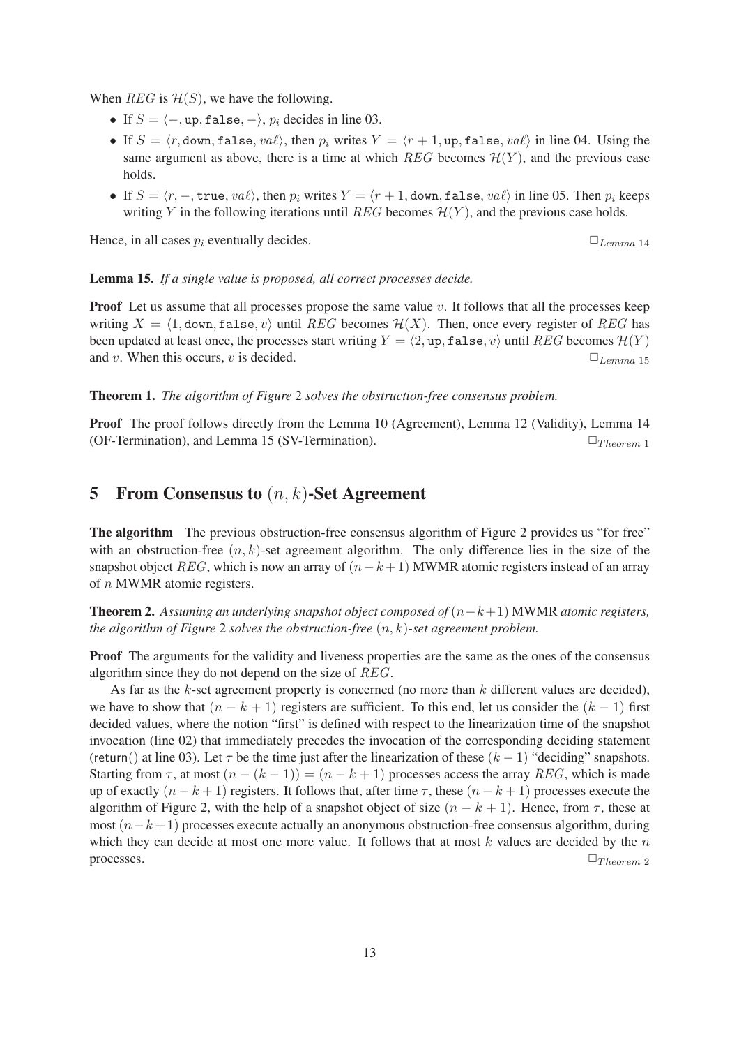When $REG$ is $\mathcal{H}(S)$, we have the following.

- If $S = \langle -, \texttt{up}, \texttt{false}, - \rangle$, $p_i$ decides in line 03.
- If $S = \langle r, \texttt{down}, \texttt{false}, va\ell \rangle$, then $p_i$ writes $Y = \langle r+1, \texttt{up}, \texttt{false}, va\ell \rangle$ in line 04. Using the same argument as above, there is a time at which $REG$ becomes $\mathcal{H}(Y)$, and the previous case holds.
- If $S = \langle r, -, \texttt{true}, va\ell \rangle$, then $p_i$ writes $Y = \langle r+1, \texttt{down}, \texttt{false}, va\ell \rangle$ in line 05. Then $p_i$ keeps writing $Y$ in the following iterations until $REG$ becomes $\mathcal{H}(Y)$, and the previous case holds.

Hence, in all cases $p_i$ eventually decides. $\Box_{Lemma\ 14}$

**Lemma 15.** *If a single value is proposed, all correct processes decide.*

**Proof** Let us assume that all processes propose the same value $v$. It follows that all the processes keep writing $X = \langle 1, \texttt{down}, \texttt{false}, v \rangle$ until $REG$ becomes $\mathcal{H}(X)$. Then, once every register of $REG$ has been updated at least once, the processes start writing $Y = \langle 2, \texttt{up}, \texttt{false}, v \rangle$ until $REG$ becomes $\mathcal{H}(Y)$ and $v$. When this occurs, $v$ is decided. $\Box_{Lemma\ 15}$

**Theorem 1.** *The algorithm of Figure* 2 *solves the obstruction-free consensus problem.*

**Proof** The proof follows directly from the Lemma 10 (Agreement), Lemma 12 (Validity), Lemma 14 (OF-Termination), and Lemma 15 (SV-Termination). $\Box_{Theorem\ 1}$

## 5 From Consensus to $(n,k)$-Set Agreement

**The algorithm** The previous obstruction-free consensus algorithm of Figure 2 provides us "for free" with an obstruction-free $(n,k)$-set agreement algorithm. The only difference lies in the size of the snapshot object $REG$, which is now an array of $(n-k+1)$ MWMR atomic registers instead of an array of $n$ MWMR atomic registers.

**Theorem 2.** *Assuming an underlying snapshot object composed of* $(n-k+1)$ MWMR *atomic registers, the algorithm of Figure* 2 *solves the obstruction-free* $(n,k)$*-set agreement problem.*

**Proof** The arguments for the validity and liveness properties are the same as the ones of the consensus algorithm since they do not depend on the size of $REG$.

As far as the $k$-set agreement property is concerned (no more than $k$ different values are decided), we have to show that $(n-k+1)$ registers are sufficient. To this end, let us consider the $(k-1)$ first decided values, where the notion "first" is defined with respect to the linearization time of the snapshot invocation (line 02) that immediately precedes the invocation of the corresponding deciding statement (return() at line 03). Let $\tau$ be the time just after the linearization of these $(k-1)$ "deciding" snapshots. Starting from $\tau$, at most $(n-(k-1)) = (n-k+1)$ processes access the array $REG$, which is made up of exactly $(n-k+1)$ registers. It follows that, after time $\tau$, these $(n-k+1)$ processes execute the algorithm of Figure 2, with the help of a snapshot object of size $(n-k+1)$. Hence, from $\tau$, these at most $(n-k+1)$ processes execute actually an anonymous obstruction-free consensus algorithm, during which they can decide at most one more value. It follows that at most $k$ values are decided by the $n$ processes. $\Box_{Theorem\ 2}$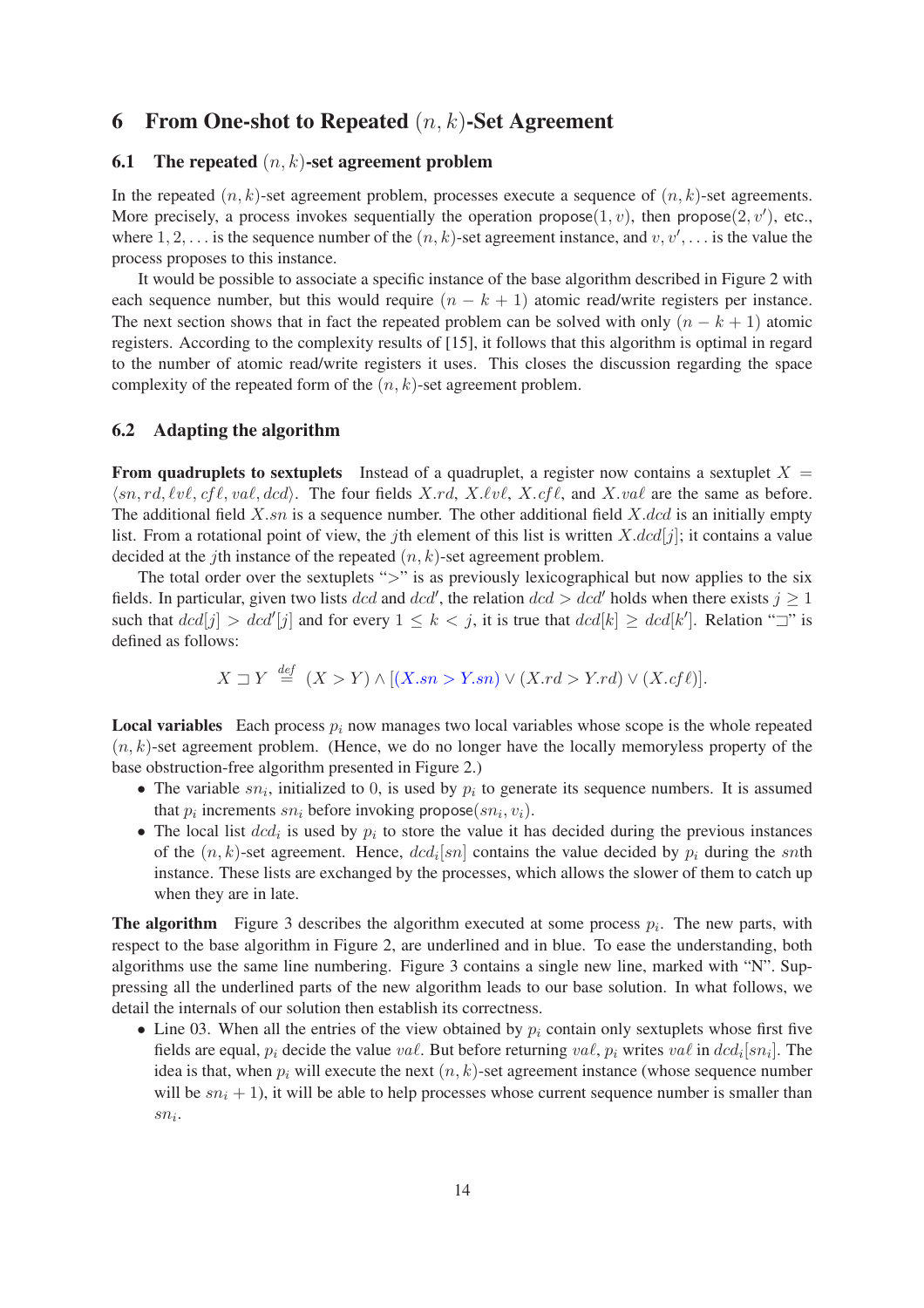## 6 From One-shot to Repeated $(n, k)$-Set Agreement

### 6.1 The repeated $(n, k)$-set agreement problem

In the repeated $(n, k)$-set agreement problem, processes execute a sequence of $(n, k)$-set agreements. More precisely, a process invokes sequentially the operation propose$(1, v)$, then propose$(2, v')$, etc., where $1, 2, \ldots$ is the sequence number of the $(n, k)$-set agreement instance, and $v, v', \ldots$ is the value the process proposes to this instance.

It would be possible to associate a specific instance of the base algorithm described in Figure 2 with each sequence number, but this would require $(n - k + 1)$ atomic read/write registers per instance. The next section shows that in fact the repeated problem can be solved with only $(n - k + 1)$ atomic registers. According to the complexity results of [15], it follows that this algorithm is optimal in regard to the number of atomic read/write registers it uses. This closes the discussion regarding the space complexity of the repeated form of the $(n, k)$-set agreement problem.

### 6.2 Adapting the algorithm

**From quadruplets to sextuplets** Instead of a quadruplet, a register now contains a sextuplet $X = \langle sn, rd, \ell v\ell, cf\ell, val, dcd \rangle$. The four fields $X.rd$, $X.\ell v\ell$, $X.cf\ell$, and $X.val$ are the same as before. The additional field $X.sn$ is a sequence number. The other additional field $X.dcd$ is an initially empty list. From a rotational point of view, the $j$th element of this list is written $X.dcd[j]$; it contains a value decided at the $j$th instance of the repeated $(n, k)$-set agreement problem.

The total order over the sextuplets "$>$" is as previously lexicographical but now applies to the six fields. In particular, given two lists $dcd$ and $dcd'$, the relation $dcd > dcd'$ holds when there exists $j \geq 1$ such that $dcd[j] > dcd'[j]$ and for every $1 \leq k < j$, it is true that $dcd[k] \geq dcd[k']$. Relation "$\sqsupset$" is defined as follows:

$$X \sqsupset Y \stackrel{def}{=} (X > Y) \wedge [(X.sn > Y.sn) \vee (X.rd > Y.rd) \vee (X.cf\ell)].$$

**Local variables** Each process $p_i$ now manages two local variables whose scope is the whole repeated $(n, k)$-set agreement problem. (Hence, we do no longer have the locally memoryless property of the base obstruction-free algorithm presented in Figure 2.)

- The variable $sn_i$, initialized to 0, is used by $p_i$ to generate its sequence numbers. It is assumed that $p_i$ increments $sn_i$ before invoking propose$(sn_i, v_i)$.
- The local list $dcd_i$ is used by $p_i$ to store the value it has decided during the previous instances of the $(n, k)$-set agreement. Hence, $dcd_i[sn]$ contains the value decided by $p_i$ during the $sn$th instance. These lists are exchanged by the processes, which allows the slower of them to catch up when they are in late.

**The algorithm** Figure 3 describes the algorithm executed at some process $p_i$. The new parts, with respect to the base algorithm in Figure 2, are underlined and in blue. To ease the understanding, both algorithms use the same line numbering. Figure 3 contains a single new line, marked with "N". Suppressing all the underlined parts of the new algorithm leads to our base solution. In what follows, we detail the internals of our solution then establish its correctness.

- Line 03. When all the entries of the view obtained by $p_i$ contain only sextuplets whose first five fields are equal, $p_i$ decide the value $val$. But before returning $val$, $p_i$ writes $val$ in $dcd_i[sn_i]$. The idea is that, when $p_i$ will execute the next $(n, k)$-set agreement instance (whose sequence number will be $sn_i + 1$), it will be able to help processes whose current sequence number is smaller than $sn_i$.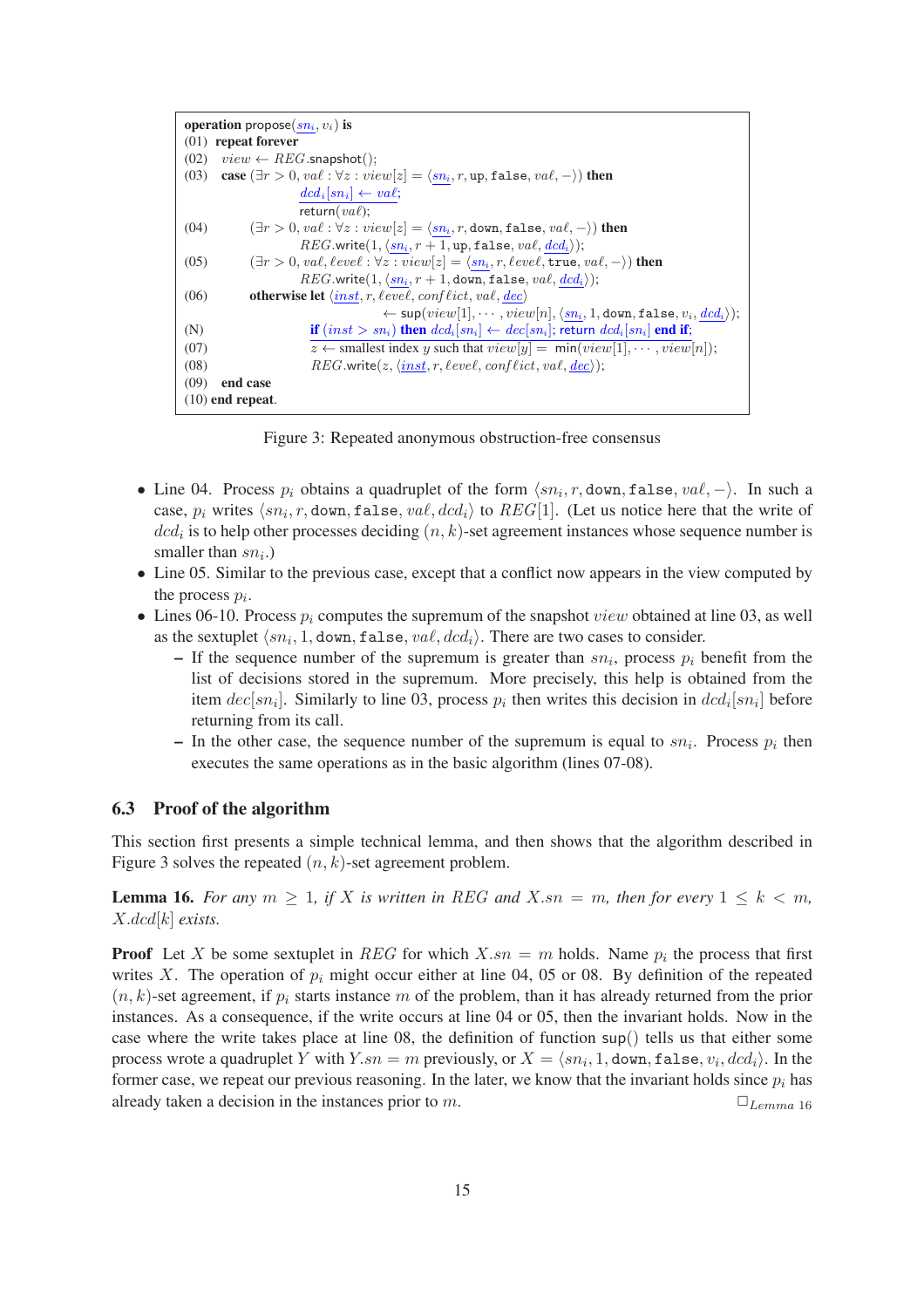```
operation propose(sn_i, v_i) is
(01) repeat forever
(02)   view ← REG.snapshot();
(03)   case (∃r > 0, vaℓ : ∀z : view[z] = ⟨sn_i, r, up, false, vaℓ, −⟩) then
              dcd_i[sn_i] ← vaℓ;
              return(vaℓ);
(04)        (∃r > 0, vaℓ : ∀z : view[z] = ⟨sn_i, r, down, false, vaℓ, −⟩) then
              REG.write(1, ⟨sn_i, r + 1, up, false, vaℓ, dcd_i⟩);
(05)        (∃r > 0, vaℓ, ℓevel : ∀z : view[z] = ⟨sn_i, r, ℓevel, true, vaℓ, −⟩) then
              REG.write(1, ⟨sn_i, r + 1, down, false, vaℓ, dcd_i⟩);
(06)        otherwise let ⟨inst, r, ℓevel, confℓict, vaℓ, dec⟩
                          ← sup(view[1], ··· , view[n], ⟨sn_i, 1, down, false, v_i, dcd_i⟩);
(N)              if (inst > sn_i) then dcd_i[sn_i] ← dec[sn_i]; return dcd_i[sn_i] end if;
(07)             z ← smallest index y such that view[y] = min(view[1], ··· , view[n]);
(08)             REG.write(z, ⟨inst, r, ℓevel, confℓict, vaℓ, dec⟩);
(09)   end case
(10) end repeat.
```

Figure 3: Repeated anonymous obstruction-free consensus

- Line 04. Process $p_i$ obtains a quadruplet of the form $\langle sn_i, r, \texttt{down}, \texttt{false}, va\ell, -\rangle$. In such a case, $p_i$ writes $\langle sn_i, r, \texttt{down}, \texttt{false}, va\ell, dcd_i\rangle$ to $REG[1]$. (Let us notice here that the write of $dcd_i$ is to help other processes deciding $(n, k)$-set agreement instances whose sequence number is smaller than $sn_i$.)
- Line 05. Similar to the previous case, except that a conflict now appears in the view computed by the process $p_i$.
- Lines 06-10. Process $p_i$ computes the supremum of the snapshot $view$ obtained at line 03, as well as the sextuplet $\langle sn_i, 1, \texttt{down}, \texttt{false}, va\ell, dcd_i\rangle$. There are two cases to consider.
  - If the sequence number of the supremum is greater than $sn_i$, process $p_i$ benefit from the list of decisions stored in the supremum. More precisely, this help is obtained from the item $dec[sn_i]$. Similarly to line 03, process $p_i$ then writes this decision in $dcd_i[sn_i]$ before returning from its call.
  - In the other case, the sequence number of the supremum is equal to $sn_i$. Process $p_i$ then executes the same operations as in the basic algorithm (lines 07-08).

### 6.3 Proof of the algorithm

This section first presents a simple technical lemma, and then shows that the algorithm described in Figure 3 solves the repeated $(n, k)$-set agreement problem.

**Lemma 16.** *For any $m \geq 1$, if $X$ is written in $REG$ and $X.sn = m$, then for every $1 \leq k < m$, $X.dcd[k]$ exists.*

**Proof** Let $X$ be some sextuplet in $REG$ for which $X.sn = m$ holds. Name $p_i$ the process that first writes $X$. The operation of $p_i$ might occur either at line 04, 05 or 08. By definition of the repeated $(n, k)$-set agreement, if $p_i$ starts instance $m$ of the problem, than it has already returned from the prior instances. As a consequence, if the write occurs at line 04 or 05, then the invariant holds. Now in the case where the write takes place at line 08, the definition of function $\mathsf{sup}()$ tells us that either some process wrote a quadruplet $Y$ with $Y.sn = m$ previously, or $X = \langle sn_i, 1, \texttt{down}, \texttt{false}, v_i, dcd_i\rangle$. In the former case, we repeat our previous reasoning. In the later, we know that the invariant holds since $p_i$ has already taken a decision in the instances prior to $m$. $\Box_{Lemma\ 16}$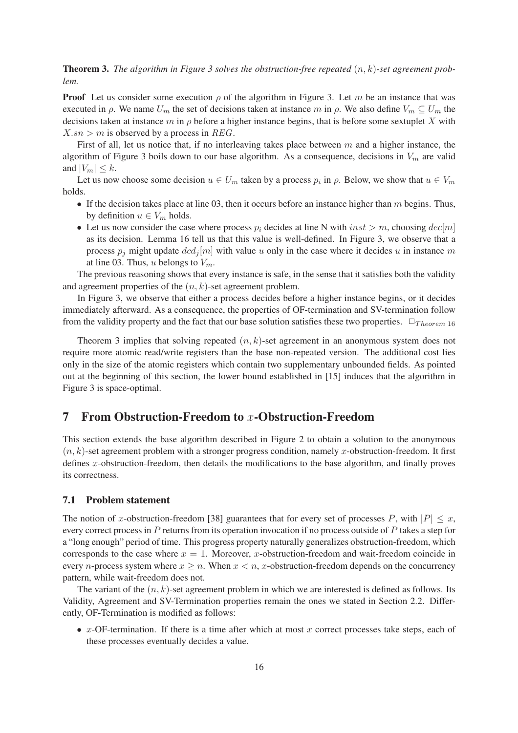**Theorem 3.** *The algorithm in Figure 3 solves the obstruction-free repeated $(n, k)$-set agreement problem.*

**Proof** Let us consider some execution $\rho$ of the algorithm in Figure 3. Let $m$ be an instance that was executed in $\rho$. We name $U_m$ the set of decisions taken at instance $m$ in $\rho$. We also define $V_m \subseteq U_m$ the decisions taken at instance $m$ in $\rho$ before a higher instance begins, that is before some sextuplet $X$ with $X.sn > m$ is observed by a process in $REG$.

First of all, let us notice that, if no interleaving takes place between $m$ and a higher instance, the algorithm of Figure 3 boils down to our base algorithm. As a consequence, decisions in $V_m$ are valid and $|V_m| \leq k$.

Let us now choose some decision $u \in U_m$ taken by a process $p_i$ in $\rho$. Below, we show that $u \in V_m$ holds.

- If the decision takes place at line 03, then it occurs before an instance higher than $m$ begins. Thus, by definition $u \in V_m$ holds.
- Let us now consider the case where process $p_i$ decides at line N with $inst > m$, choosing $dec[m]$ as its decision. Lemma 16 tell us that this value is well-defined. In Figure 3, we observe that a process $p_j$ might update $dcd_j[m]$ with value $u$ only in the case where it decides $u$ in instance $m$ at line 03. Thus, $u$ belongs to $V_m$.

The previous reasoning shows that every instance is safe, in the sense that it satisfies both the validity and agreement properties of the $(n, k)$-set agreement problem.

In Figure 3, we observe that either a process decides before a higher instance begins, or it decides immediately afterward. As a consequence, the properties of OF-termination and SV-termination follow from the validity property and the fact that our base solution satisfies these two properties. $\square_{Theorem\ 16}$

Theorem 3 implies that solving repeated $(n, k)$-set agreement in an anonymous system does not require more atomic read/write registers than the base non-repeated version. The additional cost lies only in the size of the atomic registers which contain two supplementary unbounded fields. As pointed out at the beginning of this section, the lower bound established in [15] induces that the algorithm in Figure 3 is space-optimal.

# 7 From Obstruction-Freedom to $x$-Obstruction-Freedom

This section extends the base algorithm described in Figure 2 to obtain a solution to the anonymous $(n, k)$-set agreement problem with a stronger progress condition, namely $x$-obstruction-freedom. It first defines $x$-obstruction-freedom, then details the modifications to the base algorithm, and finally proves its correctness.

## 7.1 Problem statement

The notion of $x$-obstruction-freedom [38] guarantees that for every set of processes $P$, with $|P| \leq x$, every correct process in $P$ returns from its operation invocation if no process outside of $P$ takes a step for a "long enough" period of time. This progress property naturally generalizes obstruction-freedom, which corresponds to the case where $x = 1$. Moreover, $x$-obstruction-freedom and wait-freedom coincide in every $n$-process system where $x \geq n$. When $x < n$, $x$-obstruction-freedom depends on the concurrency pattern, while wait-freedom does not.

The variant of the $(n, k)$-set agreement problem in which we are interested is defined as follows. Its Validity, Agreement and SV-Termination properties remain the ones we stated in Section 2.2. Differently, OF-Termination is modified as follows:

- $x$-OF-termination. If there is a time after which at most $x$ correct processes take steps, each of these processes eventually decides a value.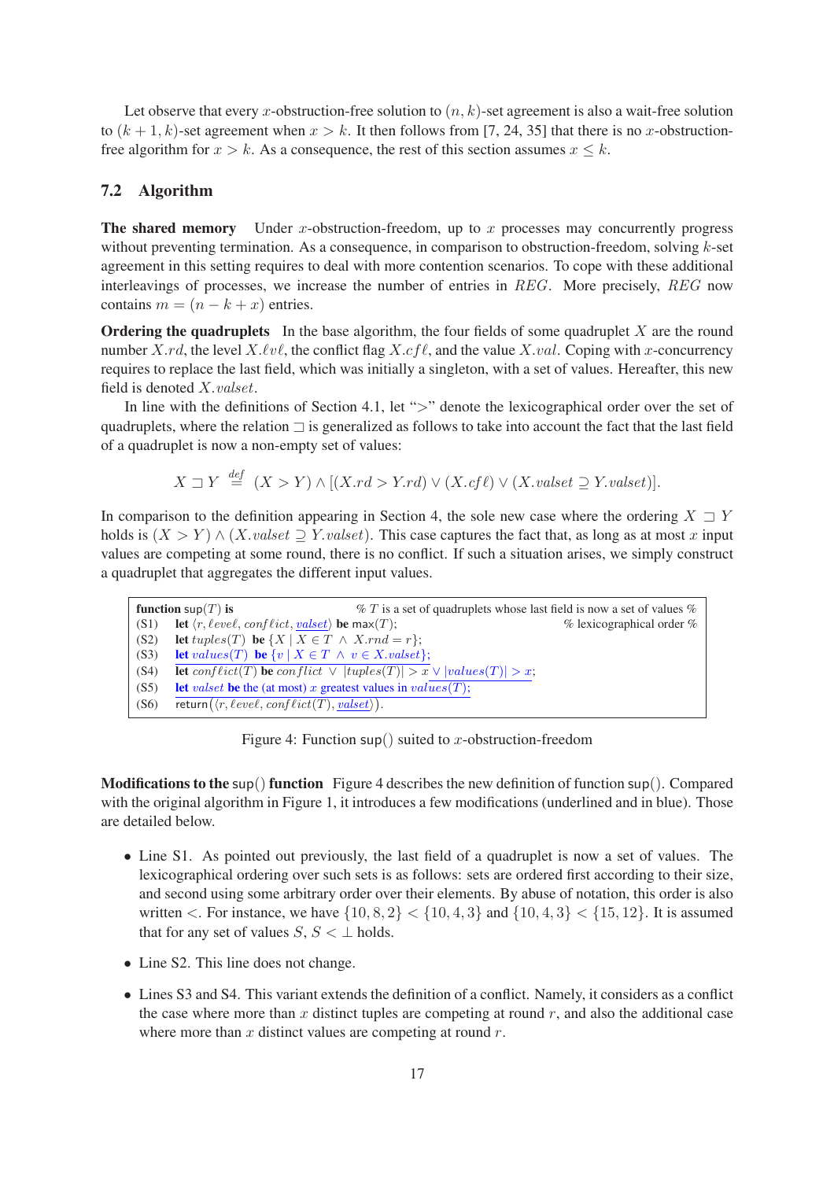Let observe that every $x$-obstruction-free solution to $(n, k)$-set agreement is also a wait-free solution to $(k+1, k)$-set agreement when $x > k$. It then follows from [7, 24, 35] that there is no $x$-obstruction-free algorithm for $x > k$. As a consequence, the rest of this section assumes $x \leq k$.

## 7.2 Algorithm

**The shared memory** Under $x$-obstruction-freedom, up to $x$ processes may concurrently progress without preventing termination. As a consequence, in comparison to obstruction-freedom, solving $k$-set agreement in this setting requires to deal with more contention scenarios. To cope with these additional interleavings of processes, we increase the number of entries in $REG$. More precisely, $REG$ now contains $m = (n - k + x)$ entries.

**Ordering the quadruplets** In the base algorithm, the four fields of some quadruplet $X$ are the round number $X.rd$, the level $X.\ell v\ell$, the conflict flag $X.cf\ell$, and the value $X.val$. Coping with $x$-concurrency requires to replace the last field, which was initially a singleton, with a set of values. Hereafter, this new field is denoted $X.valset$.

In line with the definitions of Section 4.1, let "$>$" denote the lexicographical order over the set of quadruplets, where the relation $\sqsupset$ is generalized as follows to take into account the fact that the last field of a quadruplet is now a non-empty set of values:

$$X \sqsupset Y \stackrel{def}{=} (X > Y) \wedge [(X.rd > Y.rd) \vee (X.cf\ell) \vee (X.valset \supseteq Y.valset)].$$

In comparison to the definition appearing in Section 4, the sole new case where the ordering $X \sqsupset Y$ holds is $(X > Y) \wedge (X.valset \supseteq Y.valset)$. This case captures the fact that, as long as at most $x$ input values are competing at some round, there is no conflict. If such a situation arises, we simply construct a quadruplet that aggregates the different input values.

```
function sup(T) is                          % T is a set of quadruplets whose last field is now a set of values %
(S1)  let ⟨r, level, conflict, valset⟩ be max(T);                                    % lexicographical order %
(S2)  let tuples(T) be {X | X ∈ T ∧ X.rnd = r};
(S3)  let values(T) be {v | X ∈ T ∧ v ∈ X.valset};
(S4)  let conflict(T) be conflict ∨ |tuples(T)| > x ∨ |values(T)| > x;
(S5)  let valset be the (at most) x greatest values in values(T);
(S6)  return(⟨r, level, conflict(T), valset⟩).
```

Figure 4: Function $\mathsf{sup}()$ suited to $x$-obstruction-freedom

**Modifications to the** $\mathsf{sup}()$ **function** Figure 4 describes the new definition of function $\mathsf{sup}()$. Compared with the original algorithm in Figure 1, it introduces a few modifications (underlined and in blue). Those are detailed below.

- Line S1. As pointed out previously, the last field of a quadruplet is now a set of values. The lexicographical ordering over such sets is as follows: sets are ordered first according to their size, and second using some arbitrary order over their elements. By abuse of notation, this order is also written $<$. For instance, we have $\{10, 8, 2\} < \{10, 4, 3\}$ and $\{10, 4, 3\} < \{15, 12\}$. It is assumed that for any set of values $S$, $S < \bot$ holds.
- Line S2. This line does not change.
- Lines S3 and S4. This variant extends the definition of a conflict. Namely, it considers as a conflict the case where more than $x$ distinct tuples are competing at round $r$, and also the additional case where more than $x$ distinct values are competing at round $r$.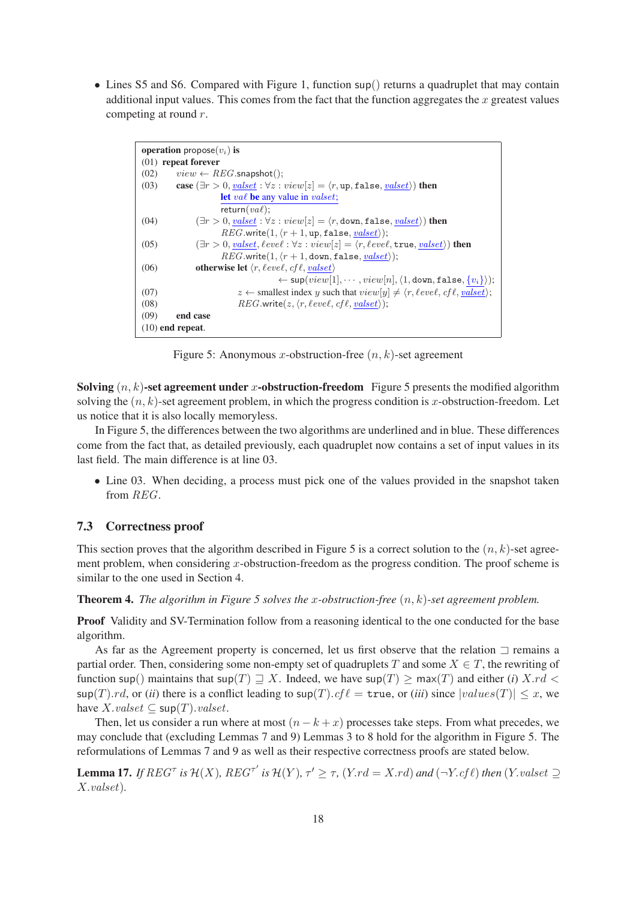- Lines S5 and S6. Compared with Figure 1, function $\mathsf{sup}()$ returns a quadruplet that may contain additional input values. This comes from the fact that the function aggregates the $x$ greatest values competing at round $r$.

```
operation propose(v_i) is
(01) repeat forever
(02)     view ← REG.snapshot();
(03)     case (∃r > 0, valset : ∀z : view[z] = ⟨r, up, false, valset⟩) then
              let val be any value in valset;
              return(val);
(04)          (∃r > 0, valset : ∀z : view[z] = ⟨r, down, false, valset⟩) then
              REG.write(1, ⟨r + 1, up, false, valset⟩);
(05)          (∃r > 0, valset, level : ∀z : view[z] = ⟨r, level, true, valset⟩) then
              REG.write(1, ⟨r + 1, down, false, valset⟩);
(06)     otherwise let ⟨r, level, cfl, valset⟩
                   ← sup(view[1], ··· , view[n], ⟨1, down, false, {v_i}⟩);
(07)              z ← smallest index y such that view[y] ≠ ⟨r, level, cfl, valset⟩;
(08)              REG.write(z, ⟨r, level, cfl, valset⟩);
(09)     end case
(10) end repeat.
```

Figure 5: Anonymous $x$-obstruction-free $(n, k)$-set agreement

**Solving $(n, k)$-set agreement under $x$-obstruction-freedom** Figure 5 presents the modified algorithm solving the $(n, k)$-set agreement problem, in which the progress condition is $x$-obstruction-freedom. Let us notice that it is also locally memoryless.

In Figure 5, the differences between the two algorithms are underlined and in blue. These differences come from the fact that, as detailed previously, each quadruplet now contains a set of input values in its last field. The main difference is at line 03.

- Line 03. When deciding, a process must pick one of the values provided in the snapshot taken from $REG$.

### 7.3 Correctness proof

This section proves that the algorithm described in Figure 5 is a correct solution to the $(n, k)$-set agreement problem, when considering $x$-obstruction-freedom as the progress condition. The proof scheme is similar to the one used in Section 4.

**Theorem 4.** *The algorithm in Figure 5 solves the $x$-obstruction-free $(n, k)$-set agreement problem.*

**Proof** Validity and SV-Termination follow from a reasoning identical to the one conducted for the base algorithm.

As far as the Agreement property is concerned, let us first observe that the relation $\sqsupset$ remains a partial order. Then, considering some non-empty set of quadruplets $T$ and some $X \in T$, the rewriting of function $\mathsf{sup}()$ maintains that $\mathsf{sup}(T) \sqsupseteq X$. Indeed, we have $\mathsf{sup}(T) \geq \mathsf{max}(T)$ and either (*i*) $X.rd < \mathsf{sup}(T).rd$, or (*ii*) there is a conflict leading to $\mathsf{sup}(T).cf\ell = \mathtt{true}$, or (*iii*) since $|values(T)| \leq x$, we have $X.valset \subseteq \mathsf{sup}(T).valset$.

Then, let us consider a run where at most $(n - k + x)$ processes take steps. From what precedes, we may conclude that (excluding Lemmas 7 and 9) Lemmas 3 to 8 hold for the algorithm in Figure 5. The reformulations of Lemmas 7 and 9 as well as their respective correctness proofs are stated below.

**Lemma 17.** *If $REG^{\tau}$ is $\mathcal{H}(X)$, $REG^{\tau'}$ is $\mathcal{H}(Y)$, $\tau' \geq \tau$, $(Y.rd = X.rd)$ and $(\neg Y.cf\ell)$ then $(Y.valset \supseteq X.valset)$.*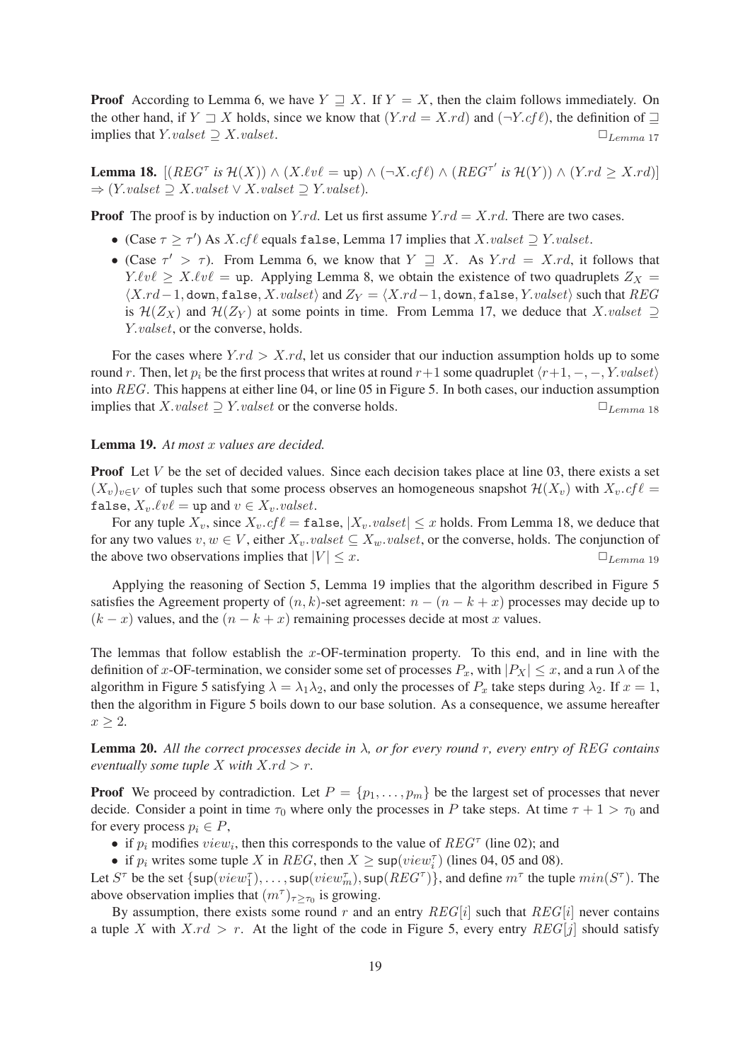**Proof** According to Lemma 6, we have $Y \sqsupseteq X$. If $Y = X$, then the claim follows immediately. On the other hand, if $Y \sqsupset X$ holds, since we know that $(Y.rd = X.rd)$ and $(\neg Y.cf\ell)$, the definition of $\sqsupseteq$ implies that $Y.valset \supseteq X.valset$. $\Box_{Lemma\ 17}$

**Lemma 18.** $[(REG^{\tau}$ *is* $\mathcal{H}(X)) \wedge (X.\ell v\ell = \texttt{up}) \wedge (\neg X.cf\ell) \wedge (REG^{\tau'}$ *is* $\mathcal{H}(Y)) \wedge (Y.rd \geq X.rd)]$ $\Rightarrow (Y.valset \supseteq X.valset \vee X.valset \supseteq Y.valset)$.

**Proof** The proof is by induction on $Y.rd$. Let us first assume $Y.rd = X.rd$. There are two cases.

- (Case $\tau \geq \tau'$) As $X.cf\ell$ equals `false`, Lemma 17 implies that $X.valset \supseteq Y.valset$.
- (Case $\tau' > \tau$). From Lemma 6, we know that $Y \sqsupseteq X$. As $Y.rd = X.rd$, it follows that $Y.\ell v\ell \geq X.\ell v\ell = \texttt{up}$. Applying Lemma 8, we obtain the existence of two quadruplets $Z_X = \langle X.rd-1, \texttt{down}, \texttt{false}, X.valset\rangle$ and $Z_Y = \langle X.rd-1, \texttt{down}, \texttt{false}, Y.valset\rangle$ such that $REG$ is $\mathcal{H}(Z_X)$ and $\mathcal{H}(Z_Y)$ at some points in time. From Lemma 17, we deduce that $X.valset \supseteq Y.valset$, or the converse, holds.

For the cases where $Y.rd > X.rd$, let us consider that our induction assumption holds up to some round $r$. Then, let $p_i$ be the first process that writes at round $r+1$ some quadruplet $\langle r+1, -, -, Y.valset\rangle$ into $REG$. This happens at either line 04, or line 05 in Figure 5. In both cases, our induction assumption implies that $X.valset \supseteq Y.valset$ or the converse holds. $\Box_{Lemma\ 18}$

**Lemma 19.** *At most $x$ values are decided.*

**Proof** Let $V$ be the set of decided values. Since each decision takes place at line 03, there exists a set $(X_v)_{v \in V}$ of tuples such that some process observes an homogeneous snapshot $\mathcal{H}(X_v)$ with $X_v.cf\ell =$ `false`, $X_v.\ell v\ell = \texttt{up}$ and $v \in X_v.valset$.

For any tuple $X_v$, since $X_v.cf\ell = \texttt{false}$, $|X_v.valset| \leq x$ holds. From Lemma 18, we deduce that for any two values $v, w \in V$, either $X_v.valset \subseteq X_w.valset$, or the converse, holds. The conjunction of the above two observations implies that $|V| \leq x$. $\Box_{Lemma\ 19}$

Applying the reasoning of Section 5, Lemma 19 implies that the algorithm described in Figure 5 satisfies the Agreement property of $(n,k)$-set agreement: $n - (n-k+x)$ processes may decide up to $(k-x)$ values, and the $(n-k+x)$ remaining processes decide at most $x$ values.

The lemmas that follow establish the $x$-OF-termination property. To this end, and in line with the definition of $x$-OF-termination, we consider some set of processes $P_x$, with $|P_X| \leq x$, and a run $\lambda$ of the algorithm in Figure 5 satisfying $\lambda = \lambda_1\lambda_2$, and only the processes of $P_x$ take steps during $\lambda_2$. If $x = 1$, then the algorithm in Figure 5 boils down to our base solution. As a consequence, we assume hereafter $x \geq 2$.

**Lemma 20.** *All the correct processes decide in $\lambda$, or for every round $r$, every entry of $REG$ contains eventually some tuple $X$ with $X.rd > r$.*

**Proof** We proceed by contradiction. Let $P = \{p_1, \ldots, p_m\}$ be the largest set of processes that never decide. Consider a point in time $\tau_0$ where only the processes in $P$ take steps. At time $\tau + 1 > \tau_0$ and for every process $p_i \in P$,

- if $p_i$ modifies $view_i$, then this corresponds to the value of $REG^{\tau}$ (line 02); and
- if $p_i$ writes some tuple $X$ in $REG$, then $X \geq \mathsf{sup}(view_i^{\tau})$ (lines 04, 05 and 08).

Let $S^{\tau}$ be the set $\{\mathsf{sup}(view_1^{\tau}), \ldots, \mathsf{sup}(view_m^{\tau}), \mathsf{sup}(REG^{\tau})\}$, and define $m^{\tau}$ the tuple $min(S^{\tau})$. The above observation implies that $(m^{\tau})_{\tau \geq \tau_0}$ is growing.

By assumption, there exists some round $r$ and an entry $REG[i]$ such that $REG[i]$ never contains a tuple $X$ with $X.rd > r$. At the light of the code in Figure 5, every entry $REG[j]$ should satisfy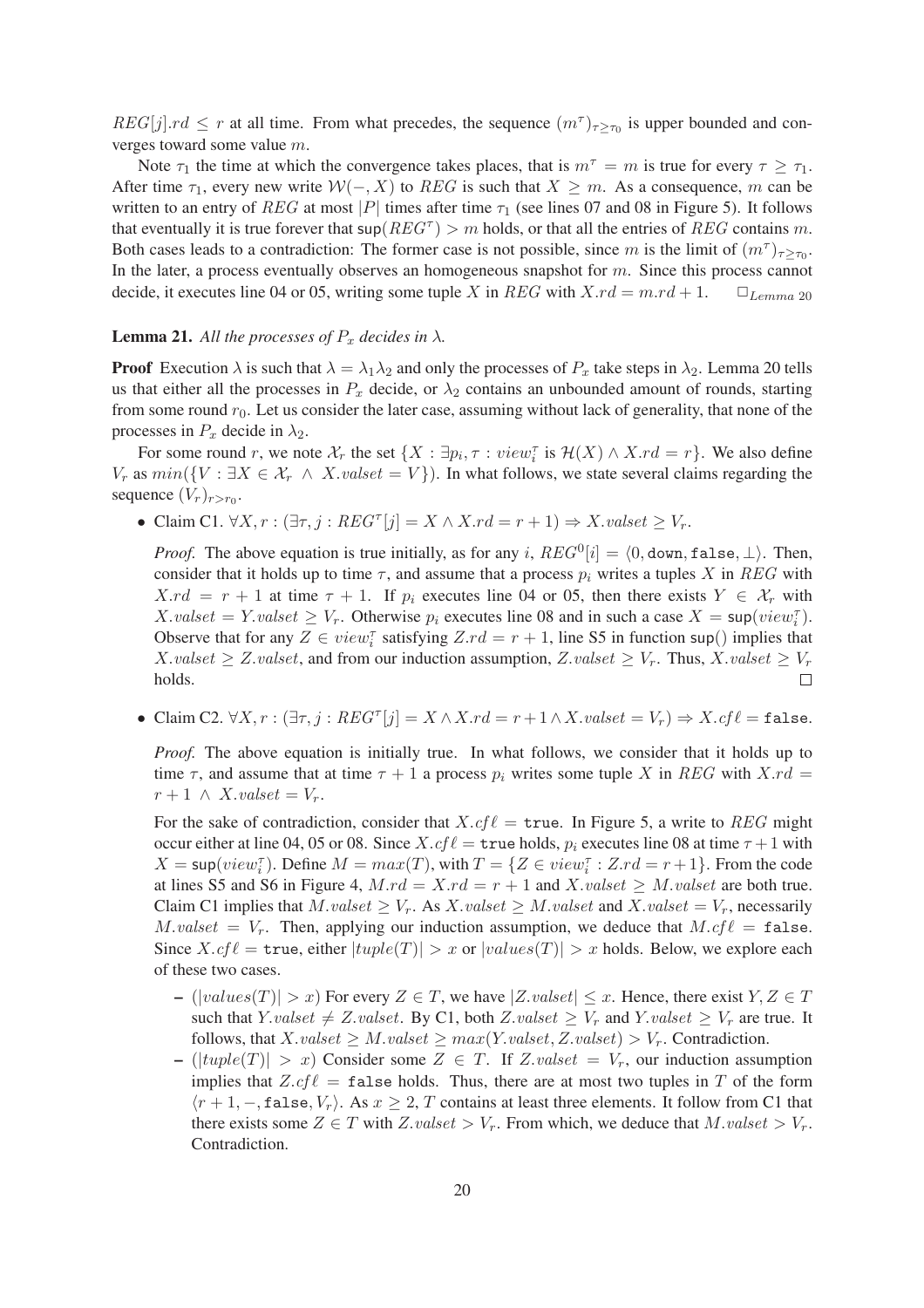$REG[j].rd \leq r$ at all time. From what precedes, the sequence $(m^\tau)_{\tau \geq \tau_0}$ is upper bounded and converges toward some value $m$.

Note $\tau_1$ the time at which the convergence takes places, that is $m^\tau = m$ is true for every $\tau \geq \tau_1$. After time $\tau_1$, every new write $\mathcal{W}(-, X)$ to $REG$ is such that $X \geq m$. As a consequence, $m$ can be written to an entry of $REG$ at most $|P|$ times after time $\tau_1$ (see lines 07 and 08 in Figure 5). It follows that eventually it is true forever that $\mathsf{sup}(REG^\tau) > m$ holds, or that all the entries of $REG$ contains $m$. Both cases leads to a contradiction: The former case is not possible, since $m$ is the limit of $(m^\tau)_{\tau \geq \tau_0}$. In the later, a process eventually observes an homogeneous snapshot for $m$. Since this process cannot decide, it executes line 04 or 05, writing some tuple $X$ in $REG$ with $X.rd = m.rd + 1$. $\Box_{Lemma\ 20}$

**Lemma 21.** *All the processes of $P_x$ decides in $\lambda$.*

**Proof** Execution $\lambda$ is such that $\lambda = \lambda_1 \lambda_2$ and only the processes of $P_x$ take steps in $\lambda_2$. Lemma 20 tells us that either all the processes in $P_x$ decide, or $\lambda_2$ contains an unbounded amount of rounds, starting from some round $r_0$. Let us consider the later case, assuming without lack of generality, that none of the processes in $P_x$ decide in $\lambda_2$.

For some round $r$, we note $\mathcal{X}_r$ the set $\{X : \exists p_i, \tau : view_i^\tau \text{ is } \mathcal{H}(X) \wedge X.rd = r\}$. We also define $V_r$ as $min(\{V : \exists X \in \mathcal{X}_r \ \wedge \ X.valset = V\})$. In what follows, we state several claims regarding the sequence $(V_r)_{r > r_0}$.

- Claim C1. $\forall X, r : (\exists \tau, j : REG^\tau[j] = X \wedge X.rd = r + 1) \Rightarrow X.valset \geq V_r$.

  *Proof.* The above equation is true initially, as for any $i$, $REG^0[i] = \langle 0, \mathtt{down}, \mathtt{false}, \bot \rangle$. Then, consider that it holds up to time $\tau$, and assume that a process $p_i$ writes a tuples $X$ in $REG$ with $X.rd = r + 1$ at time $\tau + 1$. If $p_i$ executes line 04 or 05, then there exists $Y \in \mathcal{X}_r$ with $X.valset = Y.valset \geq V_r$. Otherwise $p_i$ executes line 08 and in such a case $X = \mathsf{sup}(view_i^\tau)$. Observe that for any $Z \in view_i^\tau$ satisfying $Z.rd = r + 1$, line S5 in function $\mathsf{sup}()$ implies that $X.valset \geq Z.valset$, and from our induction assumption, $Z.valset \geq V_r$. Thus, $X.valset \geq V_r$ holds. ☐

- Claim C2. $\forall X, r : (\exists \tau, j : REG^\tau[j] = X \wedge X.rd = r + 1 \wedge X.valset = V_r) \Rightarrow X.cf\ell = \mathtt{false}$.

  *Proof.* The above equation is initially true. In what follows, we consider that it holds up to time $\tau$, and assume that at time $\tau + 1$ a process $p_i$ writes some tuple $X$ in $REG$ with $X.rd = r + 1 \ \wedge \ X.valset = V_r$.

  For the sake of contradiction, consider that $X.cf\ell = \mathtt{true}$. In Figure 5, a write to $REG$ might occur either at line 04, 05 or 08. Since $X.cf\ell = \mathtt{true}$ holds, $p_i$ executes line 08 at time $\tau + 1$ with $X = \mathsf{sup}(view_i^\tau)$. Define $M = max(T)$, with $T = \{Z \in view_i^\tau : Z.rd = r + 1\}$. From the code at lines S5 and S6 in Figure 4, $M.rd = X.rd = r + 1$ and $X.valset \geq M.valset$ are both true. Claim C1 implies that $M.valset \geq V_r$. As $X.valset \geq M.valset$ and $X.valset = V_r$, necessarily $M.valset = V_r$. Then, applying our induction assumption, we deduce that $M.cf\ell = \mathtt{false}$. Since $X.cf\ell = \mathtt{true}$, either $|tuple(T)| > x$ or $|values(T)| > x$ holds. Below, we explore each of these two cases.

  - ($|values(T)| > x$) For every $Z \in T$, we have $|Z.valset| \leq x$. Hence, there exist $Y, Z \in T$ such that $Y.valset \neq Z.valset$. By C1, both $Z.valset \geq V_r$ and $Y.valset \geq V_r$ are true. It follows, that $X.valset \geq M.valset \geq max(Y.valset, Z.valset) > V_r$. Contradiction.
  - ($|tuple(T)| > x$) Consider some $Z \in T$. If $Z.valset = V_r$, our induction assumption implies that $Z.cf\ell = \mathtt{false}$ holds. Thus, there are at most two tuples in $T$ of the form $\langle r + 1, -, \mathtt{false}, V_r \rangle$. As $x \geq 2$, $T$ contains at least three elements. It follow from C1 that there exists some $Z \in T$ with $Z.valset > V_r$. From which, we deduce that $M.valset > V_r$. Contradiction.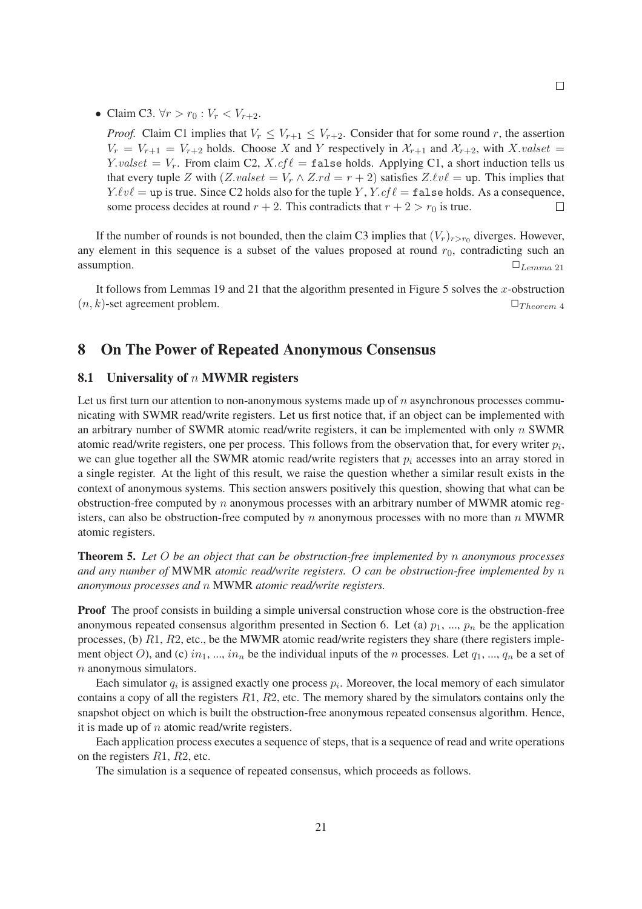□

- Claim C3. $\forall r > r_0 : V_r < V_{r+2}$.

  *Proof.* Claim C1 implies that $V_r \leq V_{r+1} \leq V_{r+2}$. Consider that for some round $r$, the assertion $V_r = V_{r+1} = V_{r+2}$ holds. Choose $X$ and $Y$ respectively in $\mathcal{X}_{r+1}$ and $\mathcal{X}_{r+2}$, with $X.valset = Y.valset = V_r$. From claim C2, $X.cf\ell = \texttt{false}$ holds. Applying C1, a short induction tells us that every tuple $Z$ with $(Z.valset = V_r \wedge Z.rd = r+2)$ satisfies $Z.\ell v\ell = \texttt{up}$. This implies that $Y.\ell v\ell = \texttt{up}$ is true. Since C2 holds also for the tuple $Y$, $Y.cf\ell = \texttt{false}$ holds. As a consequence, some process decides at round $r+2$. This contradicts that $r+2 > r_0$ is true. □

If the number of rounds is not bounded, then the claim C3 implies that $(V_r)_{r>r_0}$ diverges. However, any element in this sequence is a subset of the values proposed at round $r_0$, contradicting such an assumption. $\square_{Lemma\ 21}$

It follows from Lemmas 19 and 21 that the algorithm presented in Figure 5 solves the $x$-obstruction $(n,k)$-set agreement problem. $\square_{Theorem\ 4}$

# 8 On The Power of Repeated Anonymous Consensus

## 8.1 Universality of $n$ MWMR registers

Let us first turn our attention to non-anonymous systems made up of $n$ asynchronous processes communicating with SWMR read/write registers. Let us first notice that, if an object can be implemented with an arbitrary number of SWMR atomic read/write registers, it can be implemented with only $n$ SWMR atomic read/write registers, one per process. This follows from the observation that, for every writer $p_i$, we can glue together all the SWMR atomic read/write registers that $p_i$ accesses into an array stored in a single register. At the light of this result, we raise the question whether a similar result exists in the context of anonymous systems. This section answers positively this question, showing that what can be obstruction-free computed by $n$ anonymous processes with an arbitrary number of MWMR atomic registers, can also be obstruction-free computed by $n$ anonymous processes with no more than $n$ MWMR atomic registers.

**Theorem 5.** *Let $O$ be an object that can be obstruction-free implemented by $n$ anonymous processes and any number of* MWMR *atomic read/write registers. $O$ can be obstruction-free implemented by $n$ anonymous processes and $n$* MWMR *atomic read/write registers.*

**Proof** The proof consists in building a simple universal construction whose core is the obstruction-free anonymous repeated consensus algorithm presented in Section 6. Let (a) $p_1$, ..., $p_n$ be the application processes, (b) $R1$, $R2$, etc., be the MWMR atomic read/write registers they share (there registers implement object $O$), and (c) $in_1$, ..., $in_n$ be the individual inputs of the $n$ processes. Let $q_1$, ..., $q_n$ be a set of $n$ anonymous simulators.

Each simulator $q_i$ is assigned exactly one process $p_i$. Moreover, the local memory of each simulator contains a copy of all the registers $R1$, $R2$, etc. The memory shared by the simulators contains only the snapshot object on which is built the obstruction-free anonymous repeated consensus algorithm. Hence, it is made up of $n$ atomic read/write registers.

Each application process executes a sequence of steps, that is a sequence of read and write operations on the registers $R1$, $R2$, etc.

The simulation is a sequence of repeated consensus, which proceeds as follows.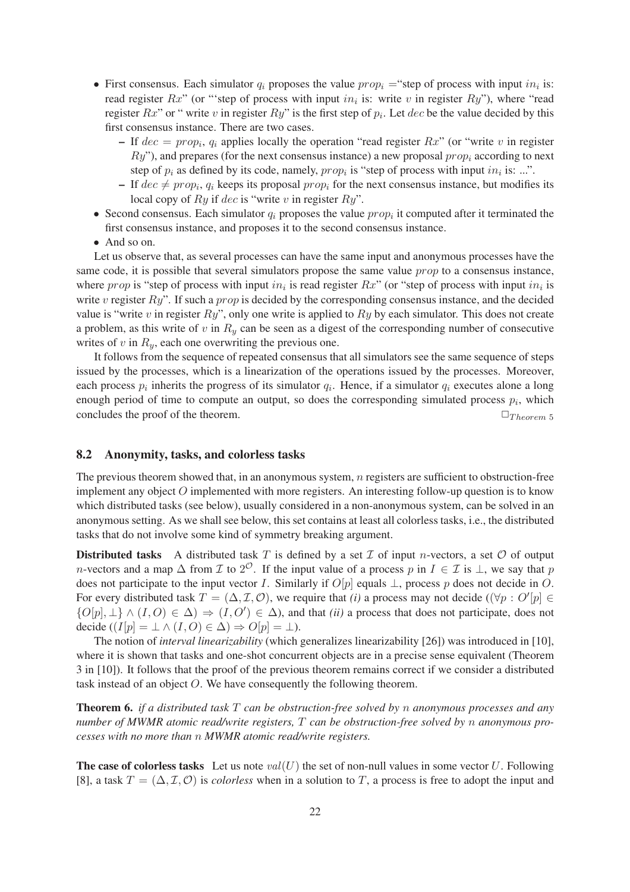- First consensus. Each simulator $q_i$ proposes the value $prop_i$ ="step of process with input $in_i$ is: read register $Rx$" (or "'step of process with input $in_i$ is: write $v$ in register $Ry$"), where "read register $Rx$" or " write $v$ in register $Ry$" is the first step of $p_i$. Let $dec$ be the value decided by this first consensus instance. There are two cases.
  - If $dec = prop_i$, $q_i$ applies locally the operation "read register $Rx$" (or "write $v$ in register $Ry$"), and prepares (for the next consensus instance) a new proposal $prop_i$ according to next step of $p_i$ as defined by its code, namely, $prop_i$ is "step of process with input $in_i$ is: ...".
  - If $dec \neq prop_i$, $q_i$ keeps its proposal $prop_i$ for the next consensus instance, but modifies its local copy of $Ry$ if $dec$ is "write $v$ in register $Ry$".
- Second consensus. Each simulator $q_i$ proposes the value $prop_i$ it computed after it terminated the first consensus instance, and proposes it to the second consensus instance.
- And so on.

Let us observe that, as several processes can have the same input and anonymous processes have the same code, it is possible that several simulators propose the same value $prop$ to a consensus instance, where $prop$ is "step of process with input $in_i$ is read register $Rx$" (or "step of process with input $in_i$ is write $v$ register $Ry$". If such a $prop$ is decided by the corresponding consensus instance, and the decided value is "write $v$ in register $Ry$", only one write is applied to $Ry$ by each simulator. This does not create a problem, as this write of $v$ in $R_y$ can be seen as a digest of the corresponding number of consecutive writes of $v$ in $R_y$, each one overwriting the previous one.

It follows from the sequence of repeated consensus that all simulators see the same sequence of steps issued by the processes, which is a linearization of the operations issued by the processes. Moreover, each process $p_i$ inherits the progress of its simulator $q_i$. Hence, if a simulator $q_i$ executes alone a long enough period of time to compute an output, so does the corresponding simulated process $p_i$, which concludes the proof of the theorem. $\Box_{Theorem\ 5}$

## 8.2 Anonymity, tasks, and colorless tasks

The previous theorem showed that, in an anonymous system, $n$ registers are sufficient to obstruction-free implement any object $O$ implemented with more registers. An interesting follow-up question is to know which distributed tasks (see below), usually considered in a non-anonymous system, can be solved in an anonymous setting. As we shall see below, this set contains at least all colorless tasks, i.e., the distributed tasks that do not involve some kind of symmetry breaking argument.

**Distributed tasks** A distributed task $T$ is defined by a set $\mathcal{I}$ of input $n$-vectors, a set $\mathcal{O}$ of output $n$-vectors and a map $\Delta$ from $\mathcal{I}$ to $2^{\mathcal{O}}$. If the input value of a process $p$ in $I \in \mathcal{I}$ is $\perp$, we say that $p$ does not participate to the input vector $I$. Similarly if $O[p]$ equals $\perp$, process $p$ does not decide in $O$. For every distributed task $T = (\Delta, \mathcal{I}, \mathcal{O})$, we require that *(i)* a process may not decide ($(\forall p : O'[p] \in \{O[p], \perp\} \wedge (I, O) \in \Delta) \Rightarrow (I, O') \in \Delta$), and that *(ii)* a process that does not participate, does not decide ($(I[p] = \perp \wedge (I, O) \in \Delta) \Rightarrow O[p] = \perp$).

The notion of *interval linearizability* (which generalizes linearizability [26]) was introduced in [10], where it is shown that tasks and one-shot concurrent objects are in a precise sense equivalent (Theorem 3 in [10]). It follows that the proof of the previous theorem remains correct if we consider a distributed task instead of an object $O$. We have consequently the following theorem.

**Theorem 6.** *if a distributed task $T$ can be obstruction-free solved by $n$ anonymous processes and any number of MWMR atomic read/write registers, $T$ can be obstruction-free solved by $n$ anonymous processes with no more than $n$ MWMR atomic read/write registers.*

**The case of colorless tasks** Let us note $val(U)$ the set of non-null values in some vector $U$. Following [8], a task $T = (\Delta, \mathcal{I}, \mathcal{O})$ is *colorless* when in a solution to $T$, a process is free to adopt the input and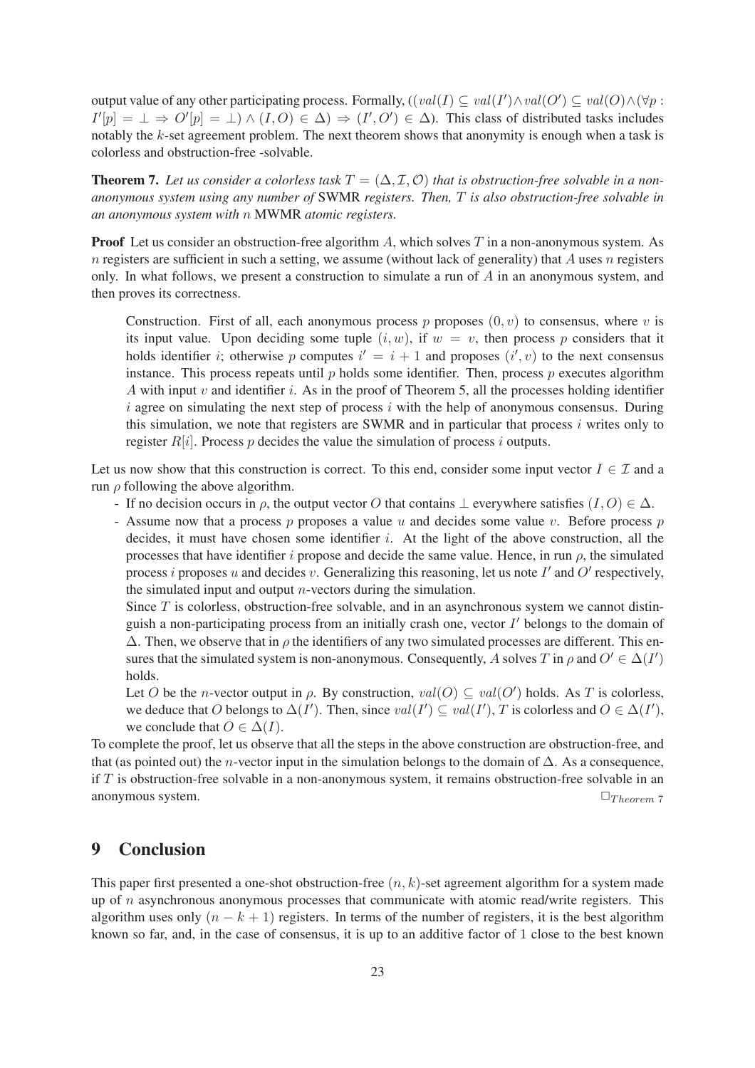output value of any other participating process. Formally, $((val(I) \subseteq val(I') \wedge val(O') \subseteq val(O) \wedge (\forall p : I'[p] = \bot \Rightarrow O'[p] = \bot) \wedge (I, O) \in \Delta) \Rightarrow (I', O') \in \Delta)$. This class of distributed tasks includes notably the $k$-set agreement problem. The next theorem shows that anonymity is enough when a task is colorless and obstruction-free -solvable.

**Theorem 7.** *Let us consider a colorless task $T = (\Delta, \mathcal{I}, \mathcal{O})$ that is obstruction-free solvable in a non-anonymous system using any number of* SWMR *registers. Then, $T$ is also obstruction-free solvable in an anonymous system with $n$* MWMR *atomic registers.*

**Proof** Let us consider an obstruction-free algorithm $A$, which solves $T$ in a non-anonymous system. As $n$ registers are sufficient in such a setting, we assume (without lack of generality) that $A$ uses $n$ registers only. In what follows, we present a construction to simulate a run of $A$ in an anonymous system, and then proves its correctness.

> Construction. First of all, each anonymous process $p$ proposes $(0, v)$ to consensus, where $v$ is its input value. Upon deciding some tuple $(i, w)$, if $w = v$, then process $p$ considers that it holds identifier $i$; otherwise $p$ computes $i' = i + 1$ and proposes $(i', v)$ to the next consensus instance. This process repeats until $p$ holds some identifier. Then, process $p$ executes algorithm $A$ with input $v$ and identifier $i$. As in the proof of Theorem 5, all the processes holding identifier $i$ agree on simulating the next step of process $i$ with the help of anonymous consensus. During this simulation, we note that registers are SWMR and in particular that process $i$ writes only to register $R[i]$. Process $p$ decides the value the simulation of process $i$ outputs.

Let us now show that this construction is correct. To this end, consider some input vector $I \in \mathcal{I}$ and a run $\rho$ following the above algorithm.

- If no decision occurs in $\rho$, the output vector $O$ that contains $\bot$ everywhere satisfies $(I, O) \in \Delta$.
- Assume now that a process $p$ proposes a value $u$ and decides some value $v$. Before process $p$ decides, it must have chosen some identifier $i$. At the light of the above construction, all the processes that have identifier $i$ propose and decide the same value. Hence, in run $\rho$, the simulated process $i$ proposes $u$ and decides $v$. Generalizing this reasoning, let us note $I'$ and $O'$ respectively, the simulated input and output $n$-vectors during the simulation.

  Since $T$ is colorless, obstruction-free solvable, and in an asynchronous system we cannot distinguish a non-participating process from an initially crash one, vector $I'$ belongs to the domain of $\Delta$. Then, we observe that in $\rho$ the identifiers of any two simulated processes are different. This ensures that the simulated system is non-anonymous. Consequently, $A$ solves $T$ in $\rho$ and $O' \in \Delta(I')$ holds.

  Let $O$ be the $n$-vector output in $\rho$. By construction, $val(O) \subseteq val(O')$ holds. As $T$ is colorless, we deduce that $O$ belongs to $\Delta(I')$. Then, since $val(I') \subseteq val(I')$, $T$ is colorless and $O \in \Delta(I')$, we conclude that $O \in \Delta(I)$.

To complete the proof, let us observe that all the steps in the above construction are obstruction-free, and that (as pointed out) the $n$-vector input in the simulation belongs to the domain of $\Delta$. As a consequence, if $T$ is obstruction-free solvable in a non-anonymous system, it remains obstruction-free solvable in an anonymous system. $\Box_{Theorem\ 7}$

## 9 Conclusion

This paper first presented a one-shot obstruction-free $(n, k)$-set agreement algorithm for a system made up of $n$ asynchronous anonymous processes that communicate with atomic read/write registers. This algorithm uses only $(n - k + 1)$ registers. In terms of the number of registers, it is the best algorithm known so far, and, in the case of consensus, it is up to an additive factor of 1 close to the best known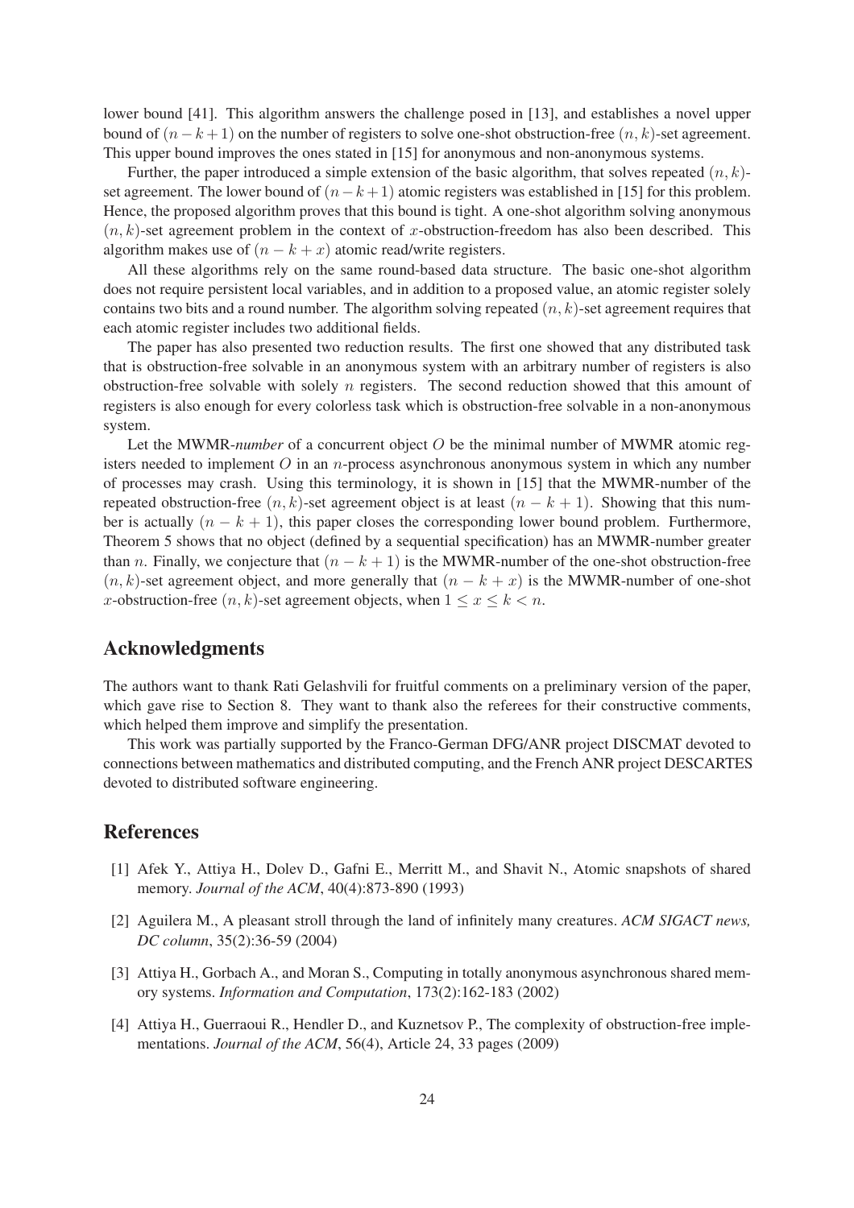lower bound [41]. This algorithm answers the challenge posed in [13], and establishes a novel upper bound of $(n-k+1)$ on the number of registers to solve one-shot obstruction-free $(n,k)$-set agreement. This upper bound improves the ones stated in [15] for anonymous and non-anonymous systems.

Further, the paper introduced a simple extension of the basic algorithm, that solves repeated $(n,k)$-set agreement. The lower bound of $(n-k+1)$ atomic registers was established in [15] for this problem. Hence, the proposed algorithm proves that this bound is tight. A one-shot algorithm solving anonymous $(n,k)$-set agreement problem in the context of $x$-obstruction-freedom has also been described. This algorithm makes use of $(n-k+x)$ atomic read/write registers.

All these algorithms rely on the same round-based data structure. The basic one-shot algorithm does not require persistent local variables, and in addition to a proposed value, an atomic register solely contains two bits and a round number. The algorithm solving repeated $(n,k)$-set agreement requires that each atomic register includes two additional fields.

The paper has also presented two reduction results. The first one showed that any distributed task that is obstruction-free solvable in an anonymous system with an arbitrary number of registers is also obstruction-free solvable with solely $n$ registers. The second reduction showed that this amount of registers is also enough for every colorless task which is obstruction-free solvable in a non-anonymous system.

Let the MWMR-*number* of a concurrent object $O$ be the minimal number of MWMR atomic registers needed to implement $O$ in an $n$-process asynchronous anonymous system in which any number of processes may crash. Using this terminology, it is shown in [15] that the MWMR-number of the repeated obstruction-free $(n,k)$-set agreement object is at least $(n-k+1)$. Showing that this number is actually $(n-k+1)$, this paper closes the corresponding lower bound problem. Furthermore, Theorem 5 shows that no object (defined by a sequential specification) has an MWMR-number greater than $n$. Finally, we conjecture that $(n-k+1)$ is the MWMR-number of the one-shot obstruction-free $(n,k)$-set agreement object, and more generally that $(n-k+x)$ is the MWMR-number of one-shot $x$-obstruction-free $(n,k)$-set agreement objects, when $1 \leq x \leq k < n$.

## Acknowledgments

The authors want to thank Rati Gelashvili for fruitful comments on a preliminary version of the paper, which gave rise to Section 8. They want to thank also the referees for their constructive comments, which helped them improve and simplify the presentation.

This work was partially supported by the Franco-German DFG/ANR project DISCMAT devoted to connections between mathematics and distributed computing, and the French ANR project DESCARTES devoted to distributed software engineering.

## References

[1] Afek Y., Attiya H., Dolev D., Gafni E., Merritt M., and Shavit N., Atomic snapshots of shared memory. *Journal of the ACM*, 40(4):873-890 (1993)

[2] Aguilera M., A pleasant stroll through the land of infinitely many creatures. *ACM SIGACT news, DC column*, 35(2):36-59 (2004)

[3] Attiya H., Gorbach A., and Moran S., Computing in totally anonymous asynchronous shared memory systems. *Information and Computation*, 173(2):162-183 (2002)

[4] Attiya H., Guerraoui R., Hendler D., and Kuznetsov P., The complexity of obstruction-free implementations. *Journal of the ACM*, 56(4), Article 24, 33 pages (2009)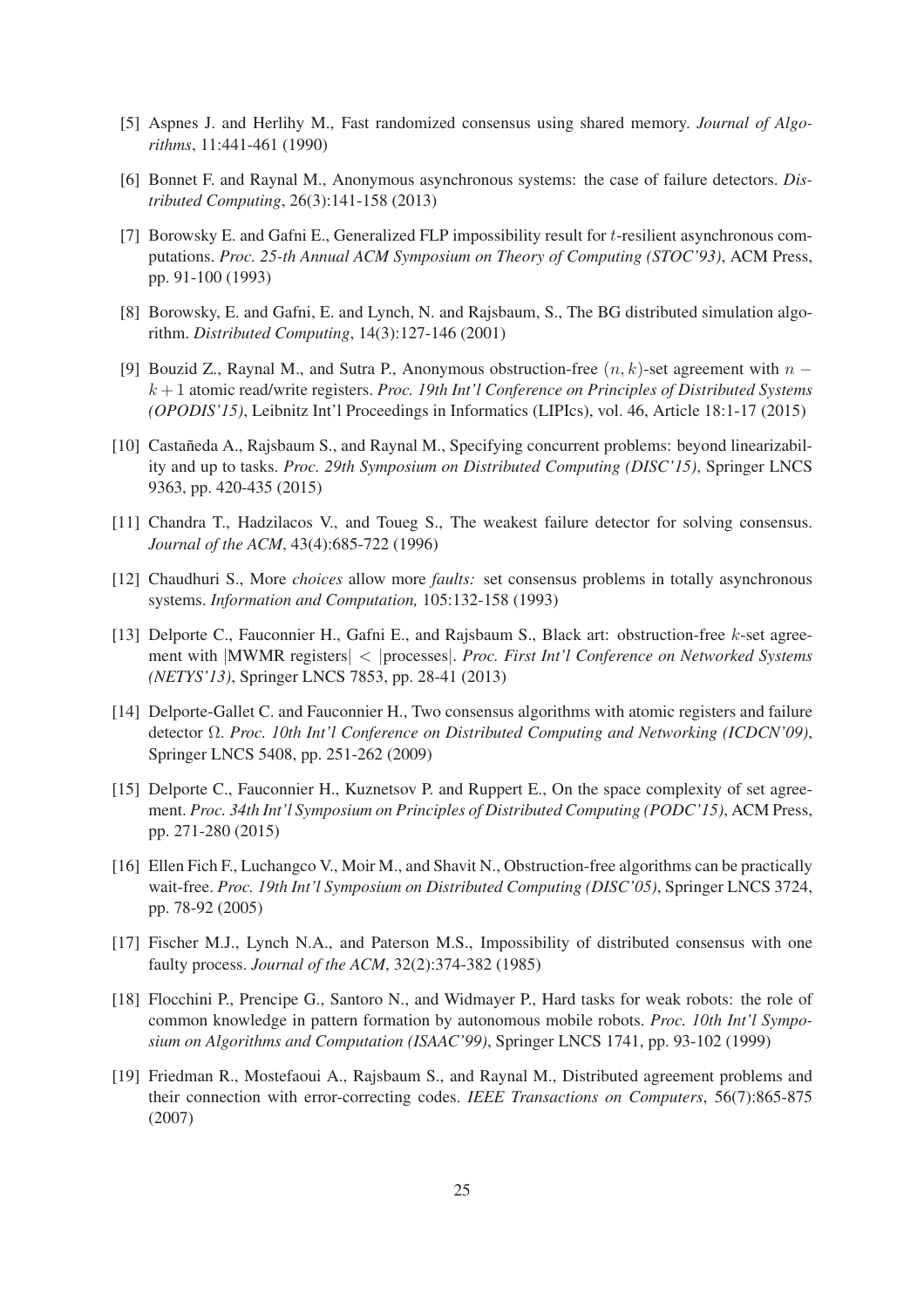[5] Aspnes J. and Herlihy M., Fast randomized consensus using shared memory. *Journal of Algorithms*, 11:441-461 (1990)

[6] Bonnet F. and Raynal M., Anonymous asynchronous systems: the case of failure detectors. *Distributed Computing*, 26(3):141-158 (2013)

[7] Borowsky E. and Gafni E., Generalized FLP impossibility result for $t$-resilient asynchronous computations. *Proc. 25-th Annual ACM Symposium on Theory of Computing (STOC'93)*, ACM Press, pp. 91-100 (1993)

[8] Borowsky, E. and Gafni, E. and Lynch, N. and Rajsbaum, S., The BG distributed simulation algorithm. *Distributed Computing*, 14(3):127-146 (2001)

[9] Bouzid Z., Raynal M., and Sutra P., Anonymous obstruction-free $(n, k)$-set agreement with $n - k + 1$ atomic read/write registers. *Proc. 19th Int'l Conference on Principles of Distributed Systems (OPODIS'15)*, Leibnitz Int'l Proceedings in Informatics (LIPIcs), vol. 46, Article 18:1-17 (2015)

[10] Castañeda A., Rajsbaum S., and Raynal M., Specifying concurrent problems: beyond linearizability and up to tasks. *Proc. 29th Symposium on Distributed Computing (DISC'15)*, Springer LNCS 9363, pp. 420-435 (2015)

[11] Chandra T., Hadzilacos V., and Toueg S., The weakest failure detector for solving consensus. *Journal of the ACM*, 43(4):685-722 (1996)

[12] Chaudhuri S., More *choices* allow more *faults:* set consensus problems in totally asynchronous systems. *Information and Computation,* 105:132-158 (1993)

[13] Delporte C., Fauconnier H., Gafni E., and Rajsbaum S., Black art: obstruction-free $k$-set agreement with $|\text{MWMR registers}| < |\text{processes}|$. *Proc. First Int'l Conference on Networked Systems (NETYS'13)*, Springer LNCS 7853, pp. 28-41 (2013)

[14] Delporte-Gallet C. and Fauconnier H., Two consensus algorithms with atomic registers and failure detector $\Omega$. *Proc. 10th Int'l Conference on Distributed Computing and Networking (ICDCN'09)*, Springer LNCS 5408, pp. 251-262 (2009)

[15] Delporte C., Fauconnier H., Kuznetsov P. and Ruppert E., On the space complexity of set agreement. *Proc. 34th Int'l Symposium on Principles of Distributed Computing (PODC'15)*, ACM Press, pp. 271-280 (2015)

[16] Ellen Fich F., Luchangco V., Moir M., and Shavit N., Obstruction-free algorithms can be practically wait-free. *Proc. 19th Int'l Symposium on Distributed Computing (DISC'05)*, Springer LNCS 3724, pp. 78-92 (2005)

[17] Fischer M.J., Lynch N.A., and Paterson M.S., Impossibility of distributed consensus with one faulty process. *Journal of the ACM*, 32(2):374-382 (1985)

[18] Flocchini P., Prencipe G., Santoro N., and Widmayer P., Hard tasks for weak robots: the role of common knowledge in pattern formation by autonomous mobile robots. *Proc. 10th Int'l Symposium on Algorithms and Computation (ISAAC'99)*, Springer LNCS 1741, pp. 93-102 (1999)

[19] Friedman R., Mostefaoui A., Rajsbaum S., and Raynal M., Distributed agreement problems and their connection with error-correcting codes. *IEEE Transactions on Computers*, 56(7):865-875 (2007)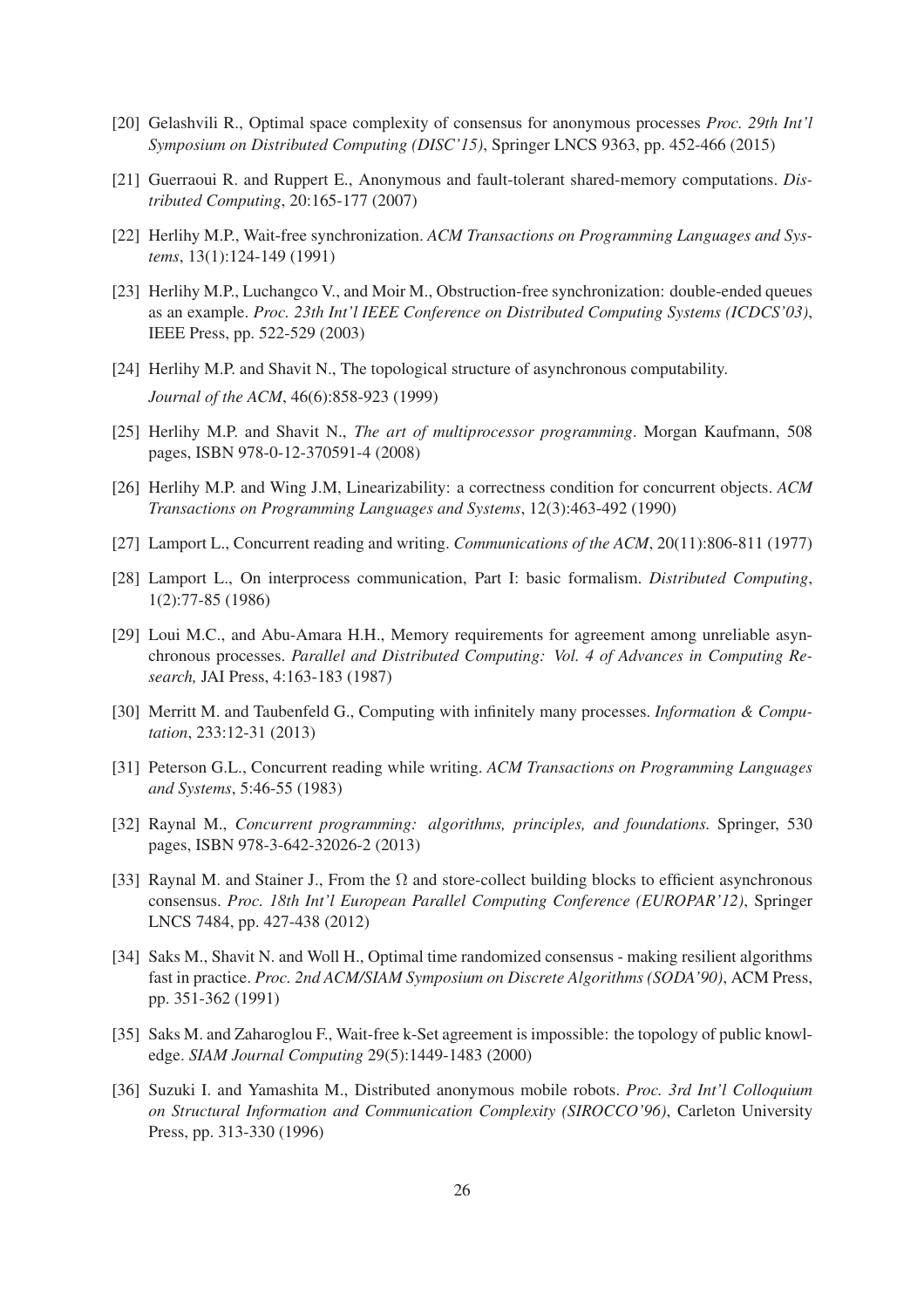[20] Gelashvili R., Optimal space complexity of consensus for anonymous processes *Proc. 29th Int'l Symposium on Distributed Computing (DISC'15)*, Springer LNCS 9363, pp. 452-466 (2015)

[21] Guerraoui R. and Ruppert E., Anonymous and fault-tolerant shared-memory computations. *Distributed Computing*, 20:165-177 (2007)

[22] Herlihy M.P., Wait-free synchronization. *ACM Transactions on Programming Languages and Systems*, 13(1):124-149 (1991)

[23] Herlihy M.P., Luchangco V., and Moir M., Obstruction-free synchronization: double-ended queues as an example. *Proc. 23th Int'l IEEE Conference on Distributed Computing Systems (ICDCS'03)*, IEEE Press, pp. 522-529 (2003)

[24] Herlihy M.P. and Shavit N., The topological structure of asynchronous computability. *Journal of the ACM*, 46(6):858-923 (1999)

[25] Herlihy M.P. and Shavit N., *The art of multiprocessor programming*. Morgan Kaufmann, 508 pages, ISBN 978-0-12-370591-4 (2008)

[26] Herlihy M.P. and Wing J.M, Linearizability: a correctness condition for concurrent objects. *ACM Transactions on Programming Languages and Systems*, 12(3):463-492 (1990)

[27] Lamport L., Concurrent reading and writing. *Communications of the ACM*, 20(11):806-811 (1977)

[28] Lamport L., On interprocess communication, Part I: basic formalism. *Distributed Computing*, 1(2):77-85 (1986)

[29] Loui M.C., and Abu-Amara H.H., Memory requirements for agreement among unreliable asynchronous processes. *Parallel and Distributed Computing: Vol. 4 of Advances in Computing Research,* JAI Press, 4:163-183 (1987)

[30] Merritt M. and Taubenfeld G., Computing with infinitely many processes. *Information & Computation*, 233:12-31 (2013)

[31] Peterson G.L., Concurrent reading while writing. *ACM Transactions on Programming Languages and Systems*, 5:46-55 (1983)

[32] Raynal M., *Concurrent programming: algorithms, principles, and foundations.* Springer, 530 pages, ISBN 978-3-642-32026-2 (2013)

[33] Raynal M. and Stainer J., From the $\Omega$ and store-collect building blocks to efficient asynchronous consensus. *Proc. 18th Int'l European Parallel Computing Conference (EUROPAR'12)*, Springer LNCS 7484, pp. 427-438 (2012)

[34] Saks M., Shavit N. and Woll H., Optimal time randomized consensus - making resilient algorithms fast in practice. *Proc. 2nd ACM/SIAM Symposium on Discrete Algorithms (SODA'90)*, ACM Press, pp. 351-362 (1991)

[35] Saks M. and Zaharoglou F., Wait-free k-Set agreement is impossible: the topology of public knowledge. *SIAM Journal Computing* 29(5):1449-1483 (2000)

[36] Suzuki I. and Yamashita M., Distributed anonymous mobile robots. *Proc. 3rd Int'l Colloquium on Structural Information and Communication Complexity (SIROCCO'96)*, Carleton University Press, pp. 313-330 (1996)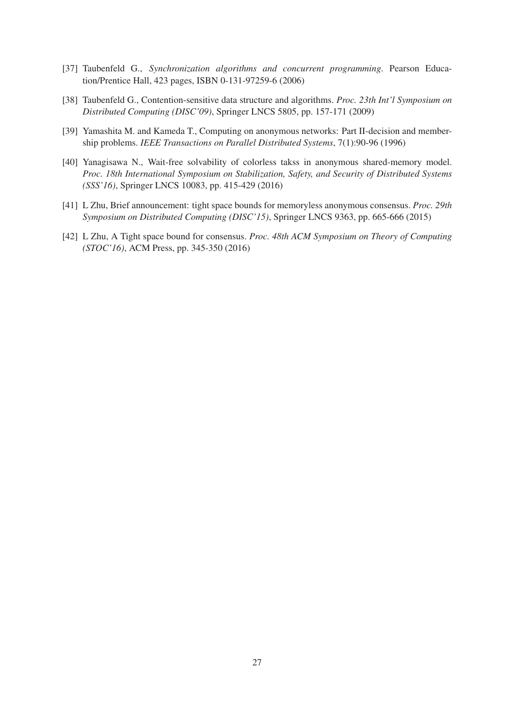[37] Taubenfeld G., *Synchronization algorithms and concurrent programming*. Pearson Education/Prentice Hall, 423 pages, ISBN 0-131-97259-6 (2006)

[38] Taubenfeld G., Contention-sensitive data structure and algorithms. *Proc. 23th Int'l Symposium on Distributed Computing (DISC'09)*, Springer LNCS 5805, pp. 157-171 (2009)

[39] Yamashita M. and Kameda T., Computing on anonymous networks: Part II-decision and membership problems. *IEEE Transactions on Parallel Distributed Systems*, 7(1):90-96 (1996)

[40] Yanagisawa N., Wait-free solvability of colorless takss in anonymous shared-memory model. *Proc. 18th International Symposium on Stabilization, Safety, and Security of Distributed Systems (SSS'16)*, Springer LNCS 10083, pp. 415-429 (2016)

[41] L Zhu, Brief announcement: tight space bounds for memoryless anonymous consensus. *Proc. 29th Symposium on Distributed Computing (DISC'15)*, Springer LNCS 9363, pp. 665-666 (2015)

[42] L Zhu, A Tight space bound for consensus. *Proc. 48th ACM Symposium on Theory of Computing (STOC'16)*, ACM Press, pp. 345-350 (2016)